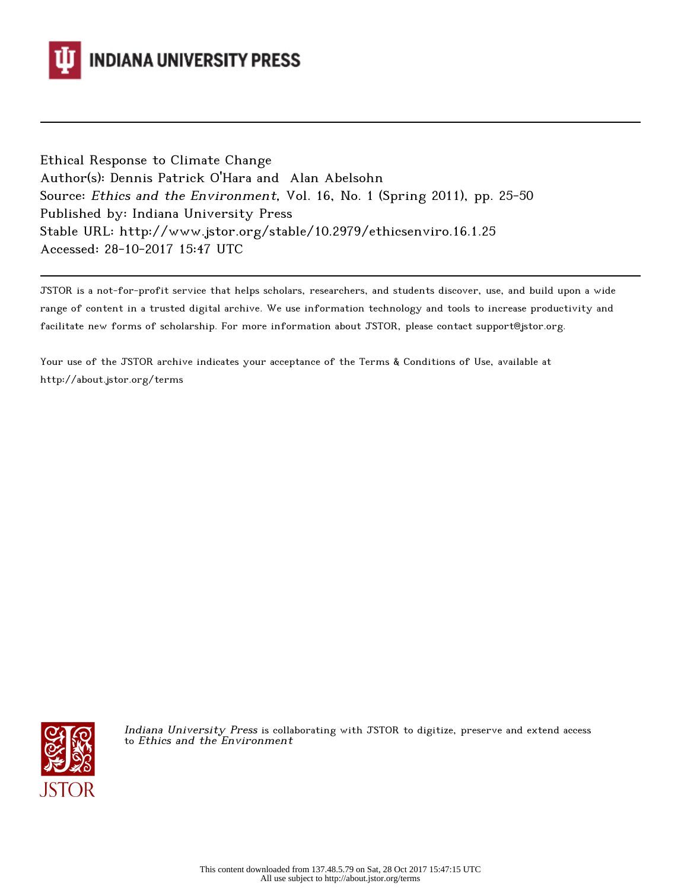INDIANA UNIVERSITY PRESS

Ethical Response to Climate Change
Author(s): Dennis Patrick O'Hara and Alan Abelsohn
Source: *Ethics and the Environment*, Vol. 16, No. 1 (Spring 2011), pp. 25-50
Published by: Indiana University Press
Stable URL: http://www.jstor.org/stable/10.2979/ethicsenviro.16.1.25
Accessed: 28-10-2017 15:47 UTC

JSTOR is a not-for-profit service that helps scholars, researchers, and students discover, use, and build upon a wide range of content in a trusted digital archive. We use information technology and tools to increase productivity and facilitate new forms of scholarship. For more information about JSTOR, please contact support@jstor.org.

Your use of the JSTOR archive indicates your acceptance of the Terms & Conditions of Use, available at http://about.jstor.org/terms

*Indiana University Press* is collaborating with JSTOR to digitize, preserve and extend access to *Ethics and the Environment*

This content downloaded from 137.48.5.79 on Sat, 28 Oct 2017 15:47:15 UTC
All use subject to http://about.jstor.org/terms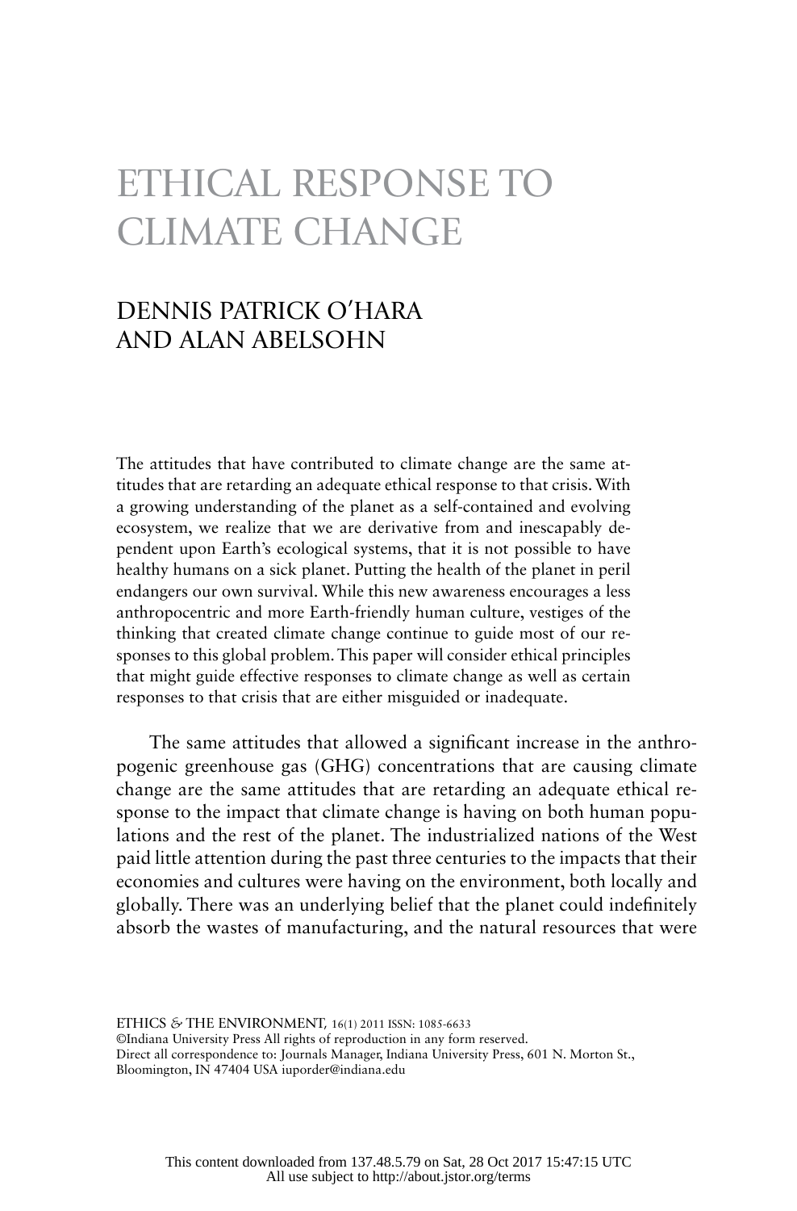# ETHICAL RESPONSE TO CLIMATE CHANGE

## DENNIS PATRICK O'HARA AND ALAN ABELSOHN

The attitudes that have contributed to climate change are the same attitudes that are retarding an adequate ethical response to that crisis. With a growing understanding of the planet as a self-contained and evolving ecosystem, we realize that we are derivative from and inescapably dependent upon Earth's ecological systems, that it is not possible to have healthy humans on a sick planet. Putting the health of the planet in peril endangers our own survival. While this new awareness encourages a less anthropocentric and more Earth-friendly human culture, vestiges of the thinking that created climate change continue to guide most of our responses to this global problem. This paper will consider ethical principles that might guide effective responses to climate change as well as certain responses to that crisis that are either misguided or inadequate.

The same attitudes that allowed a significant increase in the anthropogenic greenhouse gas (GHG) concentrations that are causing climate change are the same attitudes that are retarding an adequate ethical response to the impact that climate change is having on both human populations and the rest of the planet. The industrialized nations of the West paid little attention during the past three centuries to the impacts that their economies and cultures were having on the environment, both locally and globally. There was an underlying belief that the planet could indefinitely absorb the wastes of manufacturing, and the natural resources that were

ETHICS & THE ENVIRONMENT, 16(1) 2011 ISSN: 1085-6633
©Indiana University Press All rights of reproduction in any form reserved.
Direct all correspondence to: Journals Manager, Indiana University Press, 601 N. Morton St., Bloomington, IN 47404 USA iuporder@indiana.edu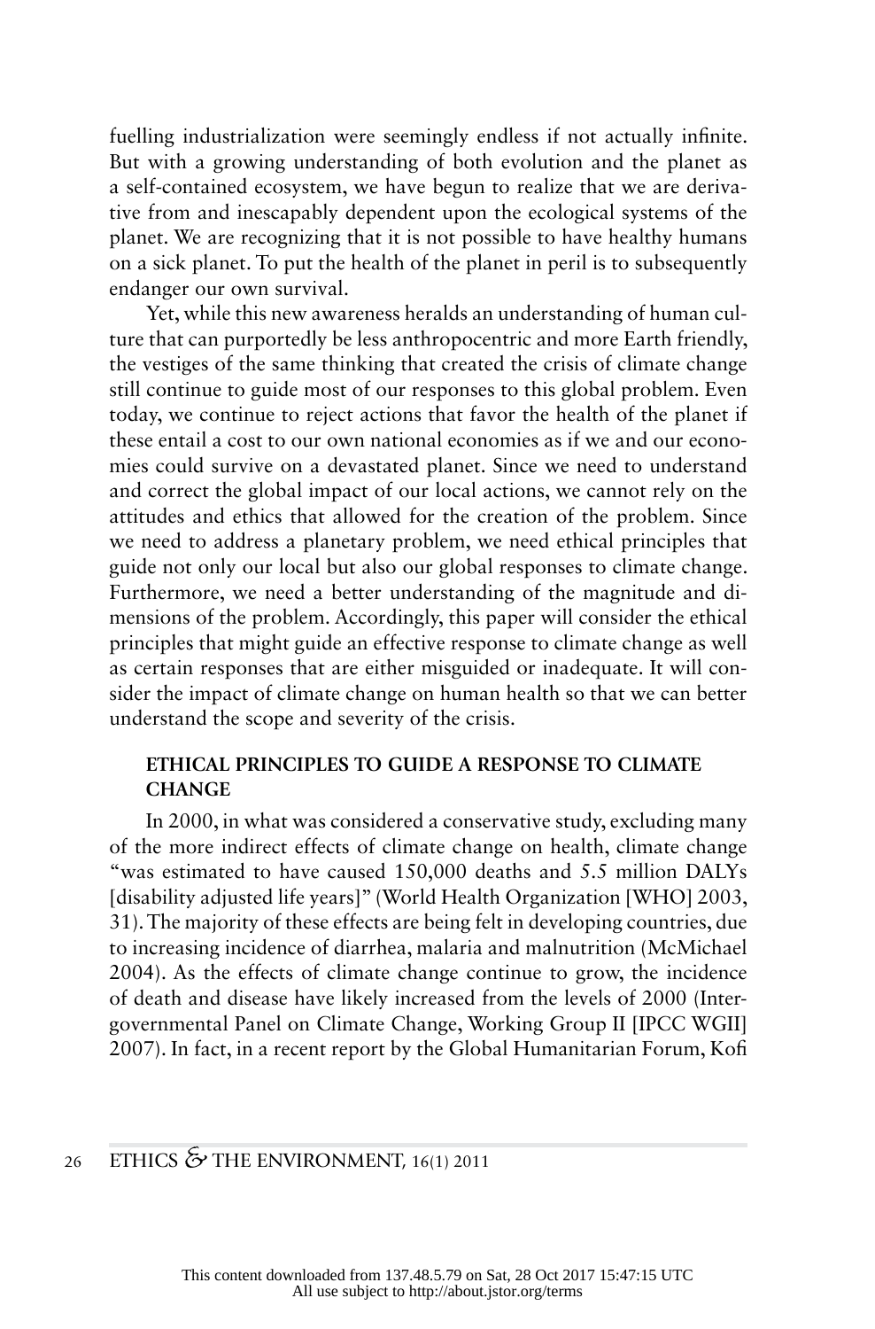fuelling industrialization were seemingly endless if not actually infinite. But with a growing understanding of both evolution and the planet as a self-contained ecosystem, we have begun to realize that we are derivative from and inescapably dependent upon the ecological systems of the planet. We are recognizing that it is not possible to have healthy humans on a sick planet. To put the health of the planet in peril is to subsequently endanger our own survival.

Yet, while this new awareness heralds an understanding of human culture that can purportedly be less anthropocentric and more Earth friendly, the vestiges of the same thinking that created the crisis of climate change still continue to guide most of our responses to this global problem. Even today, we continue to reject actions that favor the health of the planet if these entail a cost to our own national economies as if we and our economies could survive on a devastated planet. Since we need to understand and correct the global impact of our local actions, we cannot rely on the attitudes and ethics that allowed for the creation of the problem. Since we need to address a planetary problem, we need ethical principles that guide not only our local but also our global responses to climate change. Furthermore, we need a better understanding of the magnitude and dimensions of the problem. Accordingly, this paper will consider the ethical principles that might guide an effective response to climate change as well as certain responses that are either misguided or inadequate. It will consider the impact of climate change on human health so that we can better understand the scope and severity of the crisis.

## ETHICAL PRINCIPLES TO GUIDE A RESPONSE TO CLIMATE CHANGE

In 2000, in what was considered a conservative study, excluding many of the more indirect effects of climate change on health, climate change "was estimated to have caused 150,000 deaths and 5.5 million DALYs [disability adjusted life years]" (World Health Organization [WHO] 2003, 31). The majority of these effects are being felt in developing countries, due to increasing incidence of diarrhea, malaria and malnutrition (McMichael 2004). As the effects of climate change continue to grow, the incidence of death and disease have likely increased from the levels of 2000 (Intergovernmental Panel on Climate Change, Working Group II [IPCC WGII] 2007). In fact, in a recent report by the Global Humanitarian Forum, Kofi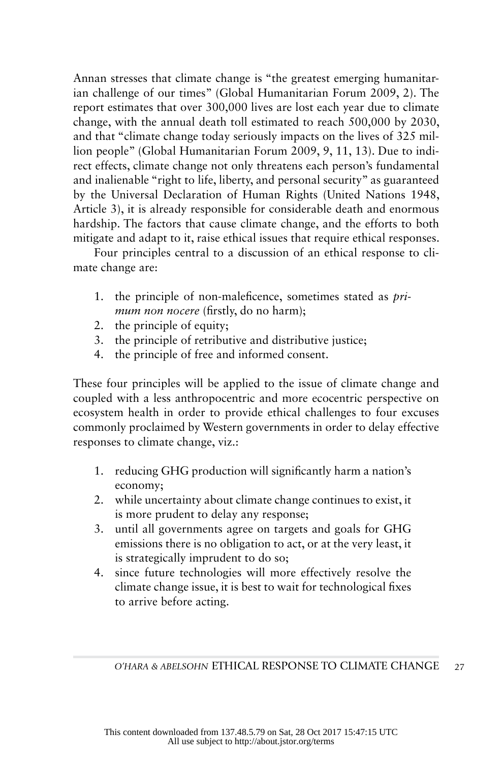Annan stresses that climate change is "the greatest emerging humanitarian challenge of our times" (Global Humanitarian Forum 2009, 2). The report estimates that over 300,000 lives are lost each year due to climate change, with the annual death toll estimated to reach 500,000 by 2030, and that "climate change today seriously impacts on the lives of 325 million people" (Global Humanitarian Forum 2009, 9, 11, 13). Due to indirect effects, climate change not only threatens each person's fundamental and inalienable "right to life, liberty, and personal security" as guaranteed by the Universal Declaration of Human Rights (United Nations 1948, Article 3), it is already responsible for considerable death and enormous hardship. The factors that cause climate change, and the efforts to both mitigate and adapt to it, raise ethical issues that require ethical responses.

Four principles central to a discussion of an ethical response to climate change are:

1. the principle of non-maleficence, sometimes stated as *primum non nocere* (firstly, do no harm);
2. the principle of equity;
3. the principle of retributive and distributive justice;
4. the principle of free and informed consent.

These four principles will be applied to the issue of climate change and coupled with a less anthropocentric and more ecocentric perspective on ecosystem health in order to provide ethical challenges to four excuses commonly proclaimed by Western governments in order to delay effective responses to climate change, viz.:

1. reducing GHG production will significantly harm a nation's economy;
2. while uncertainty about climate change continues to exist, it is more prudent to delay any response;
3. until all governments agree on targets and goals for GHG emissions there is no obligation to act, or at the very least, it is strategically imprudent to do so;
4. since future technologies will more effectively resolve the climate change issue, it is best to wait for technological fixes to arrive before acting.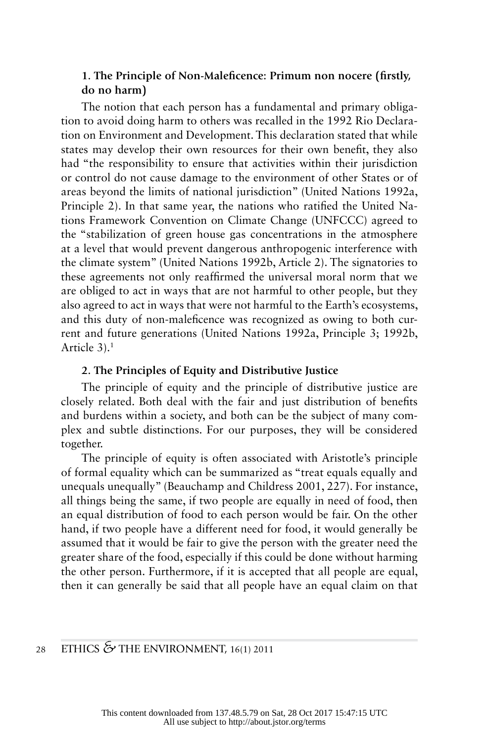### 1. The Principle of Non-Maleficence: Primum non nocere (firstly, do no harm)

The notion that each person has a fundamental and primary obligation to avoid doing harm to others was recalled in the 1992 Rio Declaration on Environment and Development. This declaration stated that while states may develop their own resources for their own benefit, they also had "the responsibility to ensure that activities within their jurisdiction or control do not cause damage to the environment of other States or of areas beyond the limits of national jurisdiction" (United Nations 1992a, Principle 2). In that same year, the nations who ratified the United Nations Framework Convention on Climate Change (UNFCCC) agreed to the "stabilization of green house gas concentrations in the atmosphere at a level that would prevent dangerous anthropogenic interference with the climate system" (United Nations 1992b, Article 2). The signatories to these agreements not only reaffirmed the universal moral norm that we are obliged to act in ways that are not harmful to other people, but they also agreed to act in ways that were not harmful to the Earth's ecosystems, and this duty of non-maleficence was recognized as owing to both current and future generations (United Nations 1992a, Principle 3; 1992b, Article 3).[1]

### 2. The Principles of Equity and Distributive Justice

The principle of equity and the principle of distributive justice are closely related. Both deal with the fair and just distribution of benefits and burdens within a society, and both can be the subject of many complex and subtle distinctions. For our purposes, they will be considered together.

The principle of equity is often associated with Aristotle's principle of formal equality which can be summarized as "treat equals equally and unequals unequally" (Beauchamp and Childress 2001, 227). For instance, all things being the same, if two people are equally in need of food, then an equal distribution of food to each person would be fair. On the other hand, if two people have a different need for food, it would generally be assumed that it would be fair to give the person with the greater need the greater share of the food, especially if this could be done without harming the other person. Furthermore, if it is accepted that all people are equal, then it can generally be said that all people have an equal claim on that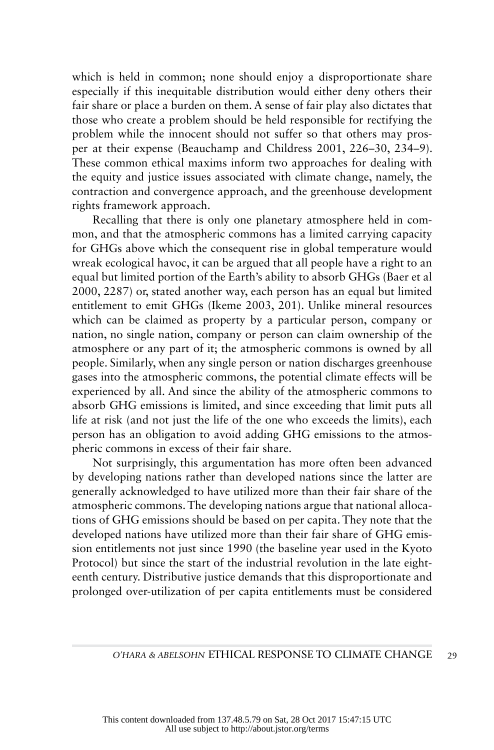which is held in common; none should enjoy a disproportionate share especially if this inequitable distribution would either deny others their fair share or place a burden on them. A sense of fair play also dictates that those who create a problem should be held responsible for rectifying the problem while the innocent should not suffer so that others may prosper at their expense (Beauchamp and Childress 2001, 226–30, 234–9). These common ethical maxims inform two approaches for dealing with the equity and justice issues associated with climate change, namely, the contraction and convergence approach, and the greenhouse development rights framework approach.

Recalling that there is only one planetary atmosphere held in common, and that the atmospheric commons has a limited carrying capacity for GHGs above which the consequent rise in global temperature would wreak ecological havoc, it can be argued that all people have a right to an equal but limited portion of the Earth's ability to absorb GHGs (Baer et al 2000, 2287) or, stated another way, each person has an equal but limited entitlement to emit GHGs (Ikeme 2003, 201). Unlike mineral resources which can be claimed as property by a particular person, company or nation, no single nation, company or person can claim ownership of the atmosphere or any part of it; the atmospheric commons is owned by all people. Similarly, when any single person or nation discharges greenhouse gases into the atmospheric commons, the potential climate effects will be experienced by all. And since the ability of the atmospheric commons to absorb GHG emissions is limited, and since exceeding that limit puts all life at risk (and not just the life of the one who exceeds the limits), each person has an obligation to avoid adding GHG emissions to the atmospheric commons in excess of their fair share.

Not surprisingly, this argumentation has more often been advanced by developing nations rather than developed nations since the latter are generally acknowledged to have utilized more than their fair share of the atmospheric commons. The developing nations argue that national allocations of GHG emissions should be based on per capita. They note that the developed nations have utilized more than their fair share of GHG emission entitlements not just since 1990 (the baseline year used in the Kyoto Protocol) but since the start of the industrial revolution in the late eighteenth century. Distributive justice demands that this disproportionate and prolonged over-utilization of per capita entitlements must be considered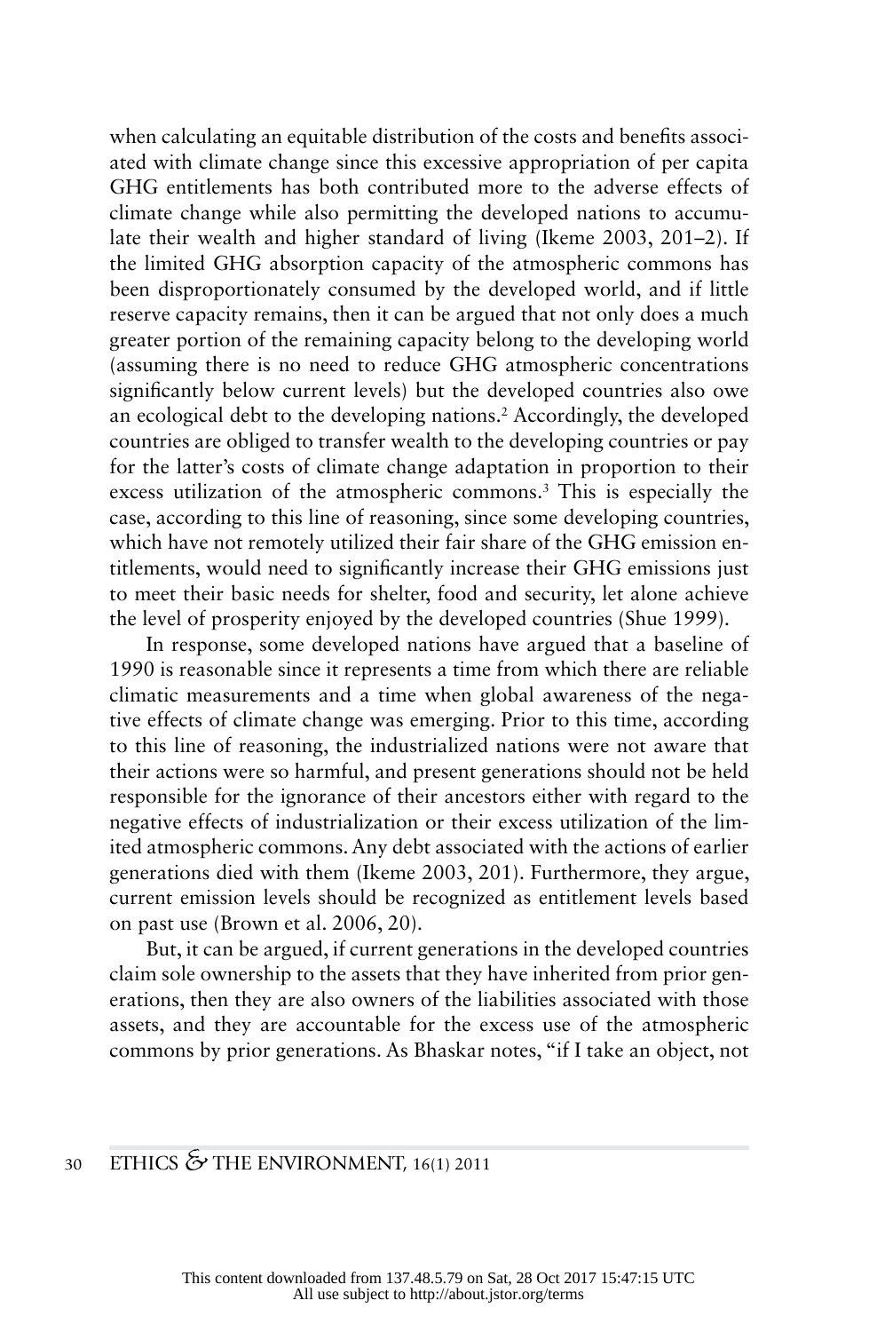when calculating an equitable distribution of the costs and benefits associated with climate change since this excessive appropriation of per capita GHG entitlements has both contributed more to the adverse effects of climate change while also permitting the developed nations to accumulate their wealth and higher standard of living (Ikeme 2003, 201–2). If the limited GHG absorption capacity of the atmospheric commons has been disproportionately consumed by the developed world, and if little reserve capacity remains, then it can be argued that not only does a much greater portion of the remaining capacity belong to the developing world (assuming there is no need to reduce GHG atmospheric concentrations significantly below current levels) but the developed countries also owe an ecological debt to the developing nations.[2] Accordingly, the developed countries are obliged to transfer wealth to the developing countries or pay for the latter's costs of climate change adaptation in proportion to their excess utilization of the atmospheric commons.[3] This is especially the case, according to this line of reasoning, since some developing countries, which have not remotely utilized their fair share of the GHG emission entitlements, would need to significantly increase their GHG emissions just to meet their basic needs for shelter, food and security, let alone achieve the level of prosperity enjoyed by the developed countries (Shue 1999).

In response, some developed nations have argued that a baseline of 1990 is reasonable since it represents a time from which there are reliable climatic measurements and a time when global awareness of the negative effects of climate change was emerging. Prior to this time, according to this line of reasoning, the industrialized nations were not aware that their actions were so harmful, and present generations should not be held responsible for the ignorance of their ancestors either with regard to the negative effects of industrialization or their excess utilization of the limited atmospheric commons. Any debt associated with the actions of earlier generations died with them (Ikeme 2003, 201). Furthermore, they argue, current emission levels should be recognized as entitlement levels based on past use (Brown et al. 2006, 20).

But, it can be argued, if current generations in the developed countries claim sole ownership to the assets that they have inherited from prior generations, then they are also owners of the liabilities associated with those assets, and they are accountable for the excess use of the atmospheric commons by prior generations. As Bhaskar notes, "if I take an object, not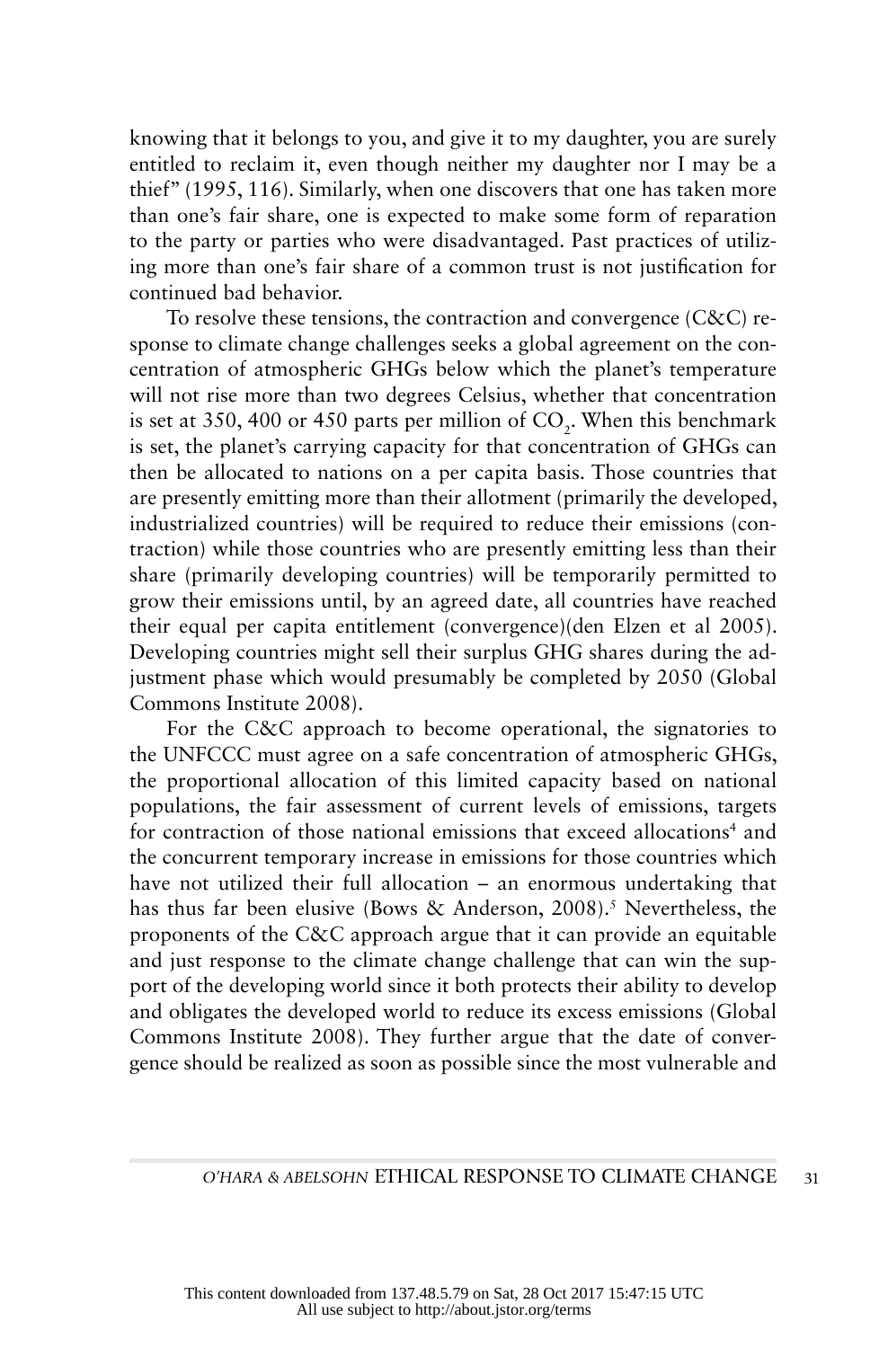knowing that it belongs to you, and give it to my daughter, you are surely entitled to reclaim it, even though neither my daughter nor I may be a thief" (1995, 116). Similarly, when one discovers that one has taken more than one's fair share, one is expected to make some form of reparation to the party or parties who were disadvantaged. Past practices of utilizing more than one's fair share of a common trust is not justification for continued bad behavior.

To resolve these tensions, the contraction and convergence (C&C) response to climate change challenges seeks a global agreement on the concentration of atmospheric GHGs below which the planet's temperature will not rise more than two degrees Celsius, whether that concentration is set at 350, 400 or 450 parts per million of $CO_2$. When this benchmark is set, the planet's carrying capacity for that concentration of GHGs can then be allocated to nations on a per capita basis. Those countries that are presently emitting more than their allotment (primarily the developed, industrialized countries) will be required to reduce their emissions (contraction) while those countries who are presently emitting less than their share (primarily developing countries) will be temporarily permitted to grow their emissions until, by an agreed date, all countries have reached their equal per capita entitlement (convergence)(den Elzen et al 2005). Developing countries might sell their surplus GHG shares during the adjustment phase which would presumably be completed by 2050 (Global Commons Institute 2008).

For the C&C approach to become operational, the signatories to the UNFCCC must agree on a safe concentration of atmospheric GHGs, the proportional allocation of this limited capacity based on national populations, the fair assessment of current levels of emissions, targets for contraction of those national emissions that exceed allocations[4] and the concurrent temporary increase in emissions for those countries which have not utilized their full allocation – an enormous undertaking that has thus far been elusive (Bows & Anderson, 2008).[5] Nevertheless, the proponents of the C&C approach argue that it can provide an equitable and just response to the climate change challenge that can win the support of the developing world since it both protects their ability to develop and obligates the developed world to reduce its excess emissions (Global Commons Institute 2008). They further argue that the date of convergence should be realized as soon as possible since the most vulnerable and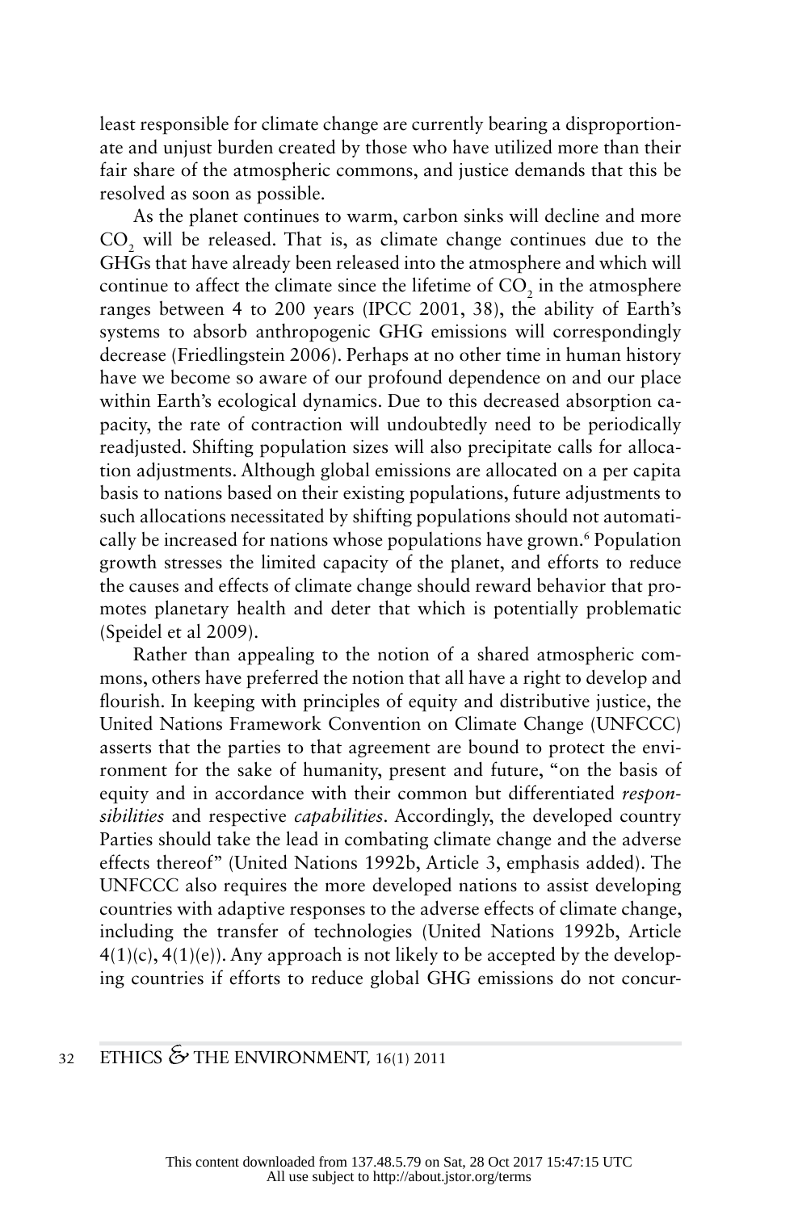least responsible for climate change are currently bearing a disproportionate and unjust burden created by those who have utilized more than their fair share of the atmospheric commons, and justice demands that this be resolved as soon as possible.

As the planet continues to warm, carbon sinks will decline and more $CO_2$ will be released. That is, as climate change continues due to the GHGs that have already been released into the atmosphere and which will continue to affect the climate since the lifetime of $CO_2$ in the atmosphere ranges between 4 to 200 years (IPCC 2001, 38), the ability of Earth's systems to absorb anthropogenic GHG emissions will correspondingly decrease (Friedlingstein 2006). Perhaps at no other time in human history have we become so aware of our profound dependence on and our place within Earth's ecological dynamics. Due to this decreased absorption capacity, the rate of contraction will undoubtedly need to be periodically readjusted. Shifting population sizes will also precipitate calls for allocation adjustments. Although global emissions are allocated on a per capita basis to nations based on their existing populations, future adjustments to such allocations necessitated by shifting populations should not automatically be increased for nations whose populations have grown.[6] Population growth stresses the limited capacity of the planet, and efforts to reduce the causes and effects of climate change should reward behavior that promotes planetary health and deter that which is potentially problematic (Speidel et al 2009).

Rather than appealing to the notion of a shared atmospheric commons, others have preferred the notion that all have a right to develop and flourish. In keeping with principles of equity and distributive justice, the United Nations Framework Convention on Climate Change (UNFCCC) asserts that the parties to that agreement are bound to protect the environment for the sake of humanity, present and future, "on the basis of equity and in accordance with their common but differentiated *responsibilities* and respective *capabilities*. Accordingly, the developed country Parties should take the lead in combating climate change and the adverse effects thereof" (United Nations 1992b, Article 3, emphasis added). The UNFCCC also requires the more developed nations to assist developing countries with adaptive responses to the adverse effects of climate change, including the transfer of technologies (United Nations 1992b, Article 4(1)(c), 4(1)(e)). Any approach is not likely to be accepted by the developing countries if efforts to reduce global GHG emissions do not concur-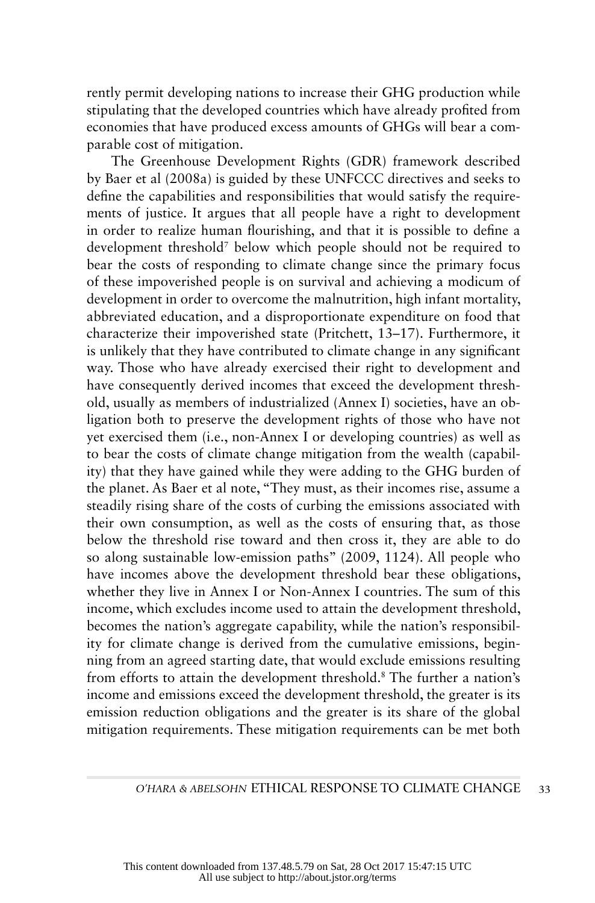rently permit developing nations to increase their GHG production while stipulating that the developed countries which have already profited from economies that have produced excess amounts of GHGs will bear a comparable cost of mitigation.

The Greenhouse Development Rights (GDR) framework described by Baer et al (2008a) is guided by these UNFCCC directives and seeks to define the capabilities and responsibilities that would satisfy the requirements of justice. It argues that all people have a right to development in order to realize human flourishing, and that it is possible to define a development threshold[7] below which people should not be required to bear the costs of responding to climate change since the primary focus of these impoverished people is on survival and achieving a modicum of development in order to overcome the malnutrition, high infant mortality, abbreviated education, and a disproportionate expenditure on food that characterize their impoverished state (Pritchett, 13–17). Furthermore, it is unlikely that they have contributed to climate change in any significant way. Those who have already exercised their right to development and have consequently derived incomes that exceed the development threshold, usually as members of industrialized (Annex I) societies, have an obligation both to preserve the development rights of those who have not yet exercised them (i.e., non-Annex I or developing countries) as well as to bear the costs of climate change mitigation from the wealth (capability) that they have gained while they were adding to the GHG burden of the planet. As Baer et al note, "They must, as their incomes rise, assume a steadily rising share of the costs of curbing the emissions associated with their own consumption, as well as the costs of ensuring that, as those below the threshold rise toward and then cross it, they are able to do so along sustainable low-emission paths" (2009, 1124). All people who have incomes above the development threshold bear these obligations, whether they live in Annex I or Non-Annex I countries. The sum of this income, which excludes income used to attain the development threshold, becomes the nation's aggregate capability, while the nation's responsibility for climate change is derived from the cumulative emissions, beginning from an agreed starting date, that would exclude emissions resulting from efforts to attain the development threshold.[8] The further a nation's income and emissions exceed the development threshold, the greater is its emission reduction obligations and the greater is its share of the global mitigation requirements. These mitigation requirements can be met both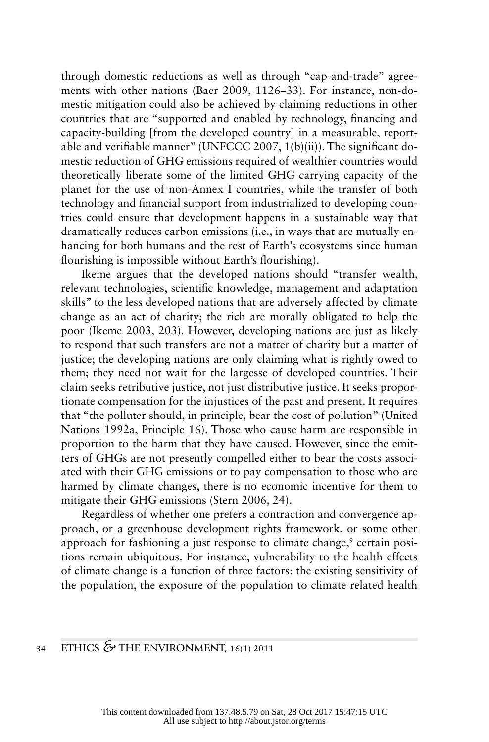through domestic reductions as well as through "cap-and-trade" agreements with other nations (Baer 2009, 1126–33). For instance, non-domestic mitigation could also be achieved by claiming reductions in other countries that are "supported and enabled by technology, financing and capacity-building [from the developed country] in a measurable, reportable and verifiable manner" (UNFCCC 2007, 1(b)(ii)). The significant domestic reduction of GHG emissions required of wealthier countries would theoretically liberate some of the limited GHG carrying capacity of the planet for the use of non-Annex I countries, while the transfer of both technology and financial support from industrialized to developing countries could ensure that development happens in a sustainable way that dramatically reduces carbon emissions (i.e., in ways that are mutually enhancing for both humans and the rest of Earth's ecosystems since human flourishing is impossible without Earth's flourishing).

Ikeme argues that the developed nations should "transfer wealth, relevant technologies, scientific knowledge, management and adaptation skills" to the less developed nations that are adversely affected by climate change as an act of charity; the rich are morally obligated to help the poor (Ikeme 2003, 203). However, developing nations are just as likely to respond that such transfers are not a matter of charity but a matter of justice; the developing nations are only claiming what is rightly owed to them; they need not wait for the largesse of developed countries. Their claim seeks retributive justice, not just distributive justice. It seeks proportionate compensation for the injustices of the past and present. It requires that "the polluter should, in principle, bear the cost of pollution" (United Nations 1992a, Principle 16). Those who cause harm are responsible in proportion to the harm that they have caused. However, since the emitters of GHGs are not presently compelled either to bear the costs associated with their GHG emissions or to pay compensation to those who are harmed by climate changes, there is no economic incentive for them to mitigate their GHG emissions (Stern 2006, 24).

Regardless of whether one prefers a contraction and convergence approach, or a greenhouse development rights framework, or some other approach for fashioning a just response to climate change,[9] certain positions remain ubiquitous. For instance, vulnerability to the health effects of climate change is a function of three factors: the existing sensitivity of the population, the exposure of the population to climate related health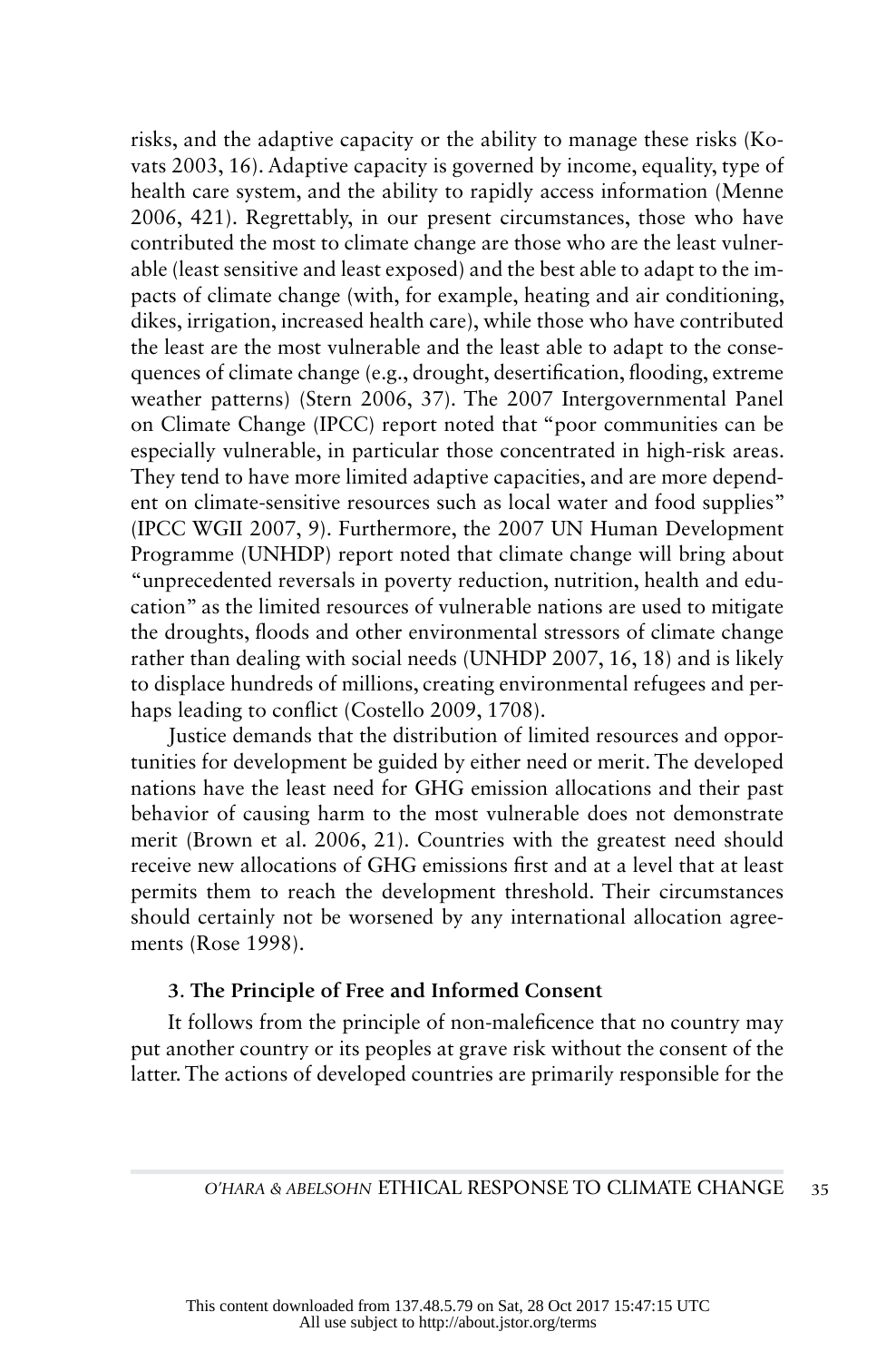risks, and the adaptive capacity or the ability to manage these risks (Kovats 2003, 16). Adaptive capacity is governed by income, equality, type of health care system, and the ability to rapidly access information (Menne 2006, 421). Regrettably, in our present circumstances, those who have contributed the most to climate change are those who are the least vulnerable (least sensitive and least exposed) and the best able to adapt to the impacts of climate change (with, for example, heating and air conditioning, dikes, irrigation, increased health care), while those who have contributed the least are the most vulnerable and the least able to adapt to the consequences of climate change (e.g., drought, desertification, flooding, extreme weather patterns) (Stern 2006, 37). The 2007 Intergovernmental Panel on Climate Change (IPCC) report noted that "poor communities can be especially vulnerable, in particular those concentrated in high-risk areas. They tend to have more limited adaptive capacities, and are more dependent on climate-sensitive resources such as local water and food supplies" (IPCC WGII 2007, 9). Furthermore, the 2007 UN Human Development Programme (UNHDP) report noted that climate change will bring about "unprecedented reversals in poverty reduction, nutrition, health and education" as the limited resources of vulnerable nations are used to mitigate the droughts, floods and other environmental stressors of climate change rather than dealing with social needs (UNHDP 2007, 16, 18) and is likely to displace hundreds of millions, creating environmental refugees and perhaps leading to conflict (Costello 2009, 1708).

Justice demands that the distribution of limited resources and opportunities for development be guided by either need or merit. The developed nations have the least need for GHG emission allocations and their past behavior of causing harm to the most vulnerable does not demonstrate merit (Brown et al. 2006, 21). Countries with the greatest need should receive new allocations of GHG emissions first and at a level that at least permits them to reach the development threshold. Their circumstances should certainly not be worsened by any international allocation agreements (Rose 1998).

### 3. The Principle of Free and Informed Consent

It follows from the principle of non-maleficence that no country may put another country or its peoples at grave risk without the consent of the latter. The actions of developed countries are primarily responsible for the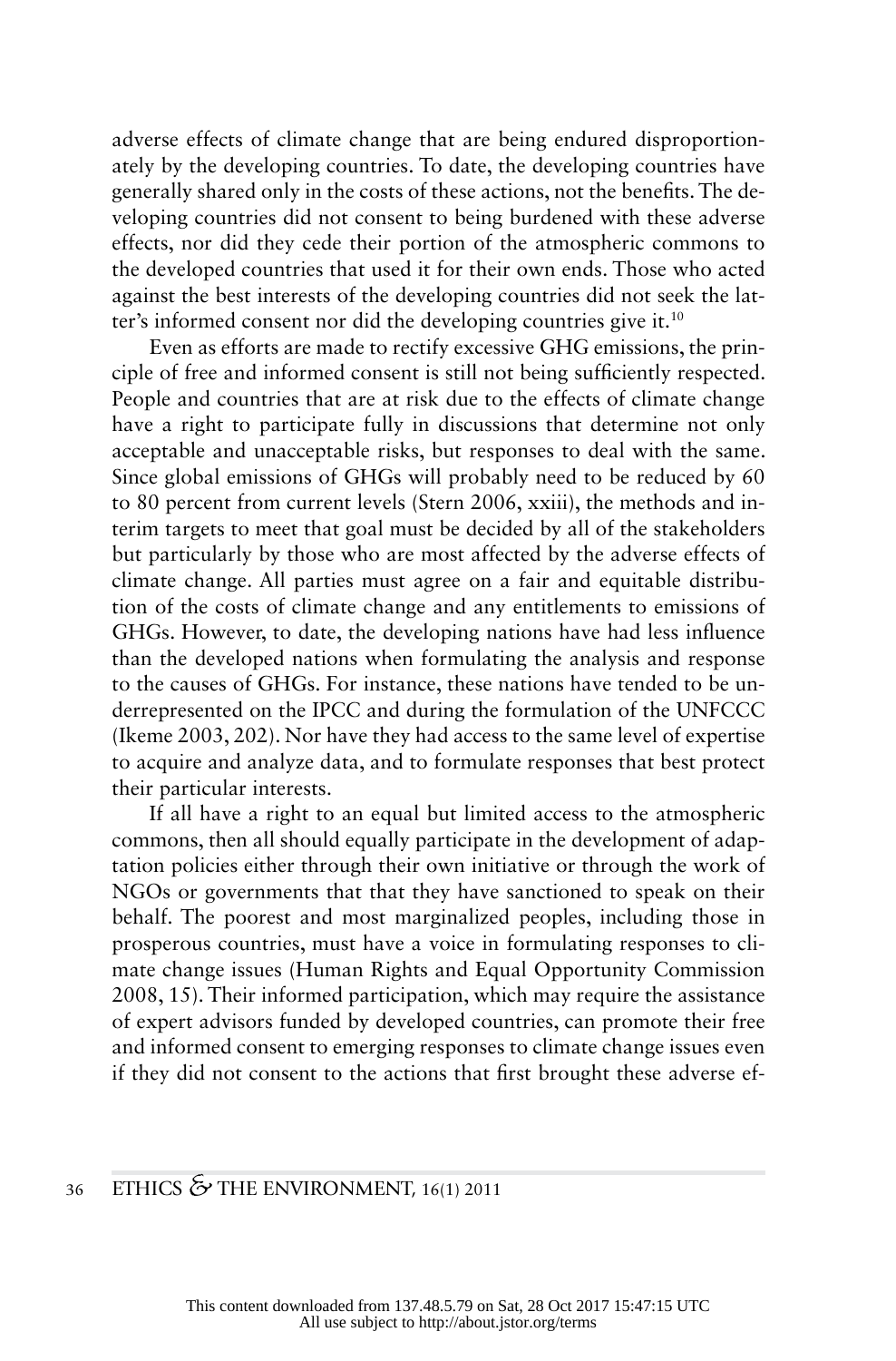adverse effects of climate change that are being endured disproportionately by the developing countries. To date, the developing countries have generally shared only in the costs of these actions, not the benefits. The developing countries did not consent to being burdened with these adverse effects, nor did they cede their portion of the atmospheric commons to the developed countries that used it for their own ends. Those who acted against the best interests of the developing countries did not seek the latter's informed consent nor did the developing countries give it.[10]

Even as efforts are made to rectify excessive GHG emissions, the principle of free and informed consent is still not being sufficiently respected. People and countries that are at risk due to the effects of climate change have a right to participate fully in discussions that determine not only acceptable and unacceptable risks, but responses to deal with the same. Since global emissions of GHGs will probably need to be reduced by 60 to 80 percent from current levels (Stern 2006, xxiii), the methods and interim targets to meet that goal must be decided by all of the stakeholders but particularly by those who are most affected by the adverse effects of climate change. All parties must agree on a fair and equitable distribution of the costs of climate change and any entitlements to emissions of GHGs. However, to date, the developing nations have had less influence than the developed nations when formulating the analysis and response to the causes of GHGs. For instance, these nations have tended to be underrepresented on the IPCC and during the formulation of the UNFCCC (Ikeme 2003, 202). Nor have they had access to the same level of expertise to acquire and analyze data, and to formulate responses that best protect their particular interests.

If all have a right to an equal but limited access to the atmospheric commons, then all should equally participate in the development of adaptation policies either through their own initiative or through the work of NGOs or governments that that they have sanctioned to speak on their behalf. The poorest and most marginalized peoples, including those in prosperous countries, must have a voice in formulating responses to climate change issues (Human Rights and Equal Opportunity Commission 2008, 15). Their informed participation, which may require the assistance of expert advisors funded by developed countries, can promote their free and informed consent to emerging responses to climate change issues even if they did not consent to the actions that first brought these adverse ef-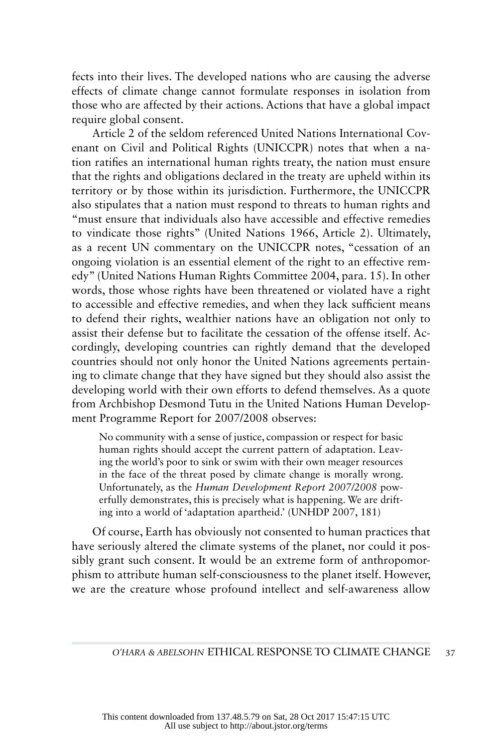fects into their lives. The developed nations who are causing the adverse effects of climate change cannot formulate responses in isolation from those who are affected by their actions. Actions that have a global impact require global consent.

Article 2 of the seldom referenced United Nations International Covenant on Civil and Political Rights (UNICCPR) notes that when a nation ratifies an international human rights treaty, the nation must ensure that the rights and obligations declared in the treaty are upheld within its territory or by those within its jurisdiction. Furthermore, the UNICCPR also stipulates that a nation must respond to threats to human rights and "must ensure that individuals also have accessible and effective remedies to vindicate those rights" (United Nations 1966, Article 2). Ultimately, as a recent UN commentary on the UNICCPR notes, "cessation of an ongoing violation is an essential element of the right to an effective remedy" (United Nations Human Rights Committee 2004, para. 15). In other words, those whose rights have been threatened or violated have a right to accessible and effective remedies, and when they lack sufficient means to defend their rights, wealthier nations have an obligation not only to assist their defense but to facilitate the cessation of the offense itself. Accordingly, developing countries can rightly demand that the developed countries should not only honor the United Nations agreements pertaining to climate change that they have signed but they should also assist the developing world with their own efforts to defend themselves. As a quote from Archbishop Desmond Tutu in the United Nations Human Development Programme Report for 2007/2008 observes:

> No community with a sense of justice, compassion or respect for basic human rights should accept the current pattern of adaptation. Leaving the world's poor to sink or swim with their own meager resources in the face of the threat posed by climate change is morally wrong. Unfortunately, as the *Human Development Report 2007/2008* powerfully demonstrates, this is precisely what is happening. We are drifting into a world of 'adaptation apartheid.' (UNHDP 2007, 181)

Of course, Earth has obviously not consented to human practices that have seriously altered the climate systems of the planet, nor could it possibly grant such consent. It would be an extreme form of anthropomorphism to attribute human self-consciousness to the planet itself. However, we are the creature whose profound intellect and self-awareness allow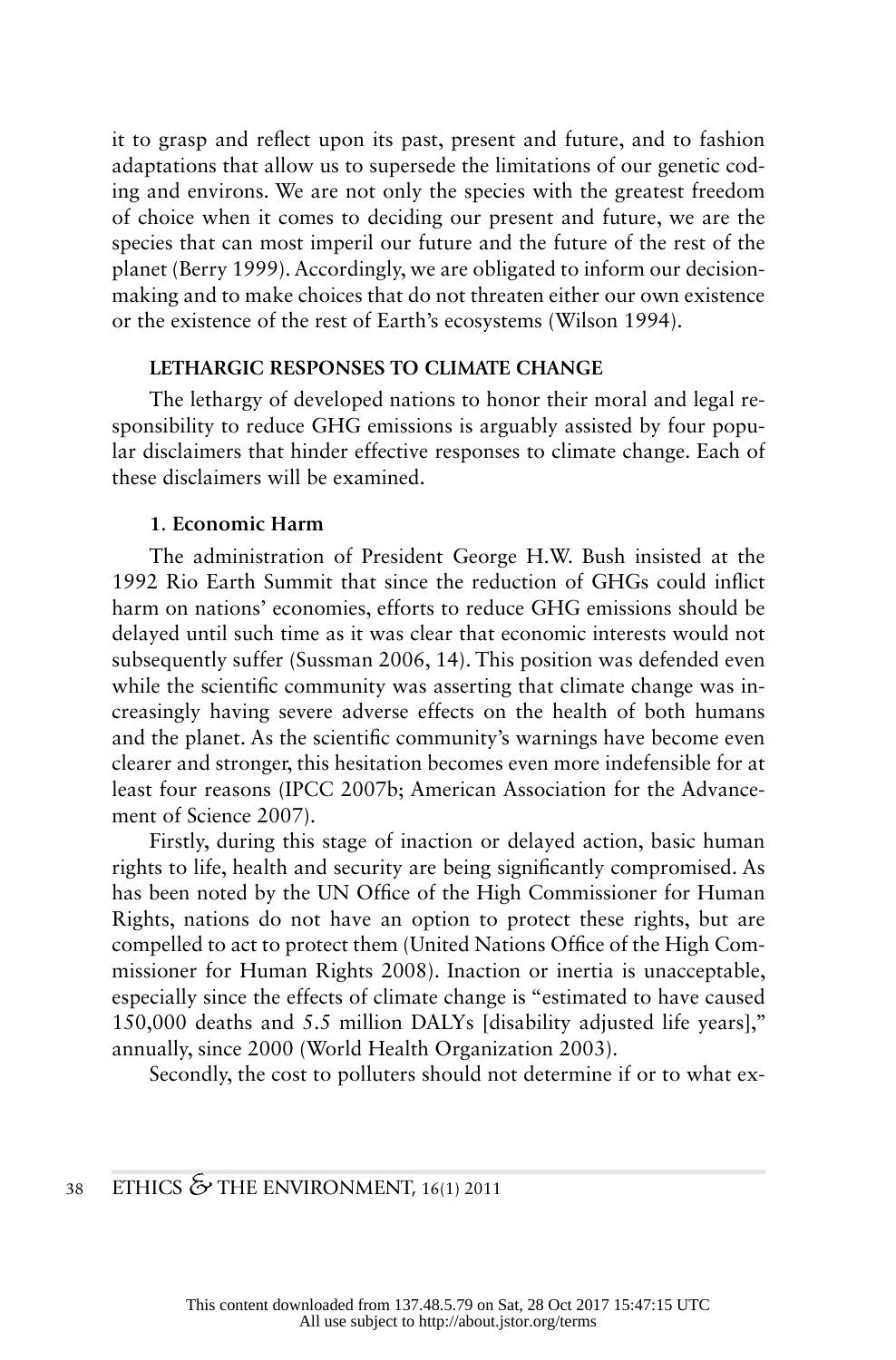it to grasp and reflect upon its past, present and future, and to fashion adaptations that allow us to supersede the limitations of our genetic coding and environs. We are not only the species with the greatest freedom of choice when it comes to deciding our present and future, we are the species that can most imperil our future and the future of the rest of the planet (Berry 1999). Accordingly, we are obligated to inform our decision-making and to make choices that do not threaten either our own existence or the existence of the rest of Earth's ecosystems (Wilson 1994).

## LETHARGIC RESPONSES TO CLIMATE CHANGE

The lethargy of developed nations to honor their moral and legal responsibility to reduce GHG emissions is arguably assisted by four popular disclaimers that hinder effective responses to climate change. Each of these disclaimers will be examined.

### 1. Economic Harm

The administration of President George H.W. Bush insisted at the 1992 Rio Earth Summit that since the reduction of GHGs could inflict harm on nations' economies, efforts to reduce GHG emissions should be delayed until such time as it was clear that economic interests would not subsequently suffer (Sussman 2006, 14). This position was defended even while the scientific community was asserting that climate change was increasingly having severe adverse effects on the health of both humans and the planet. As the scientific community's warnings have become even clearer and stronger, this hesitation becomes even more indefensible for at least four reasons (IPCC 2007b; American Association for the Advancement of Science 2007).

Firstly, during this stage of inaction or delayed action, basic human rights to life, health and security are being significantly compromised. As has been noted by the UN Office of the High Commissioner for Human Rights, nations do not have an option to protect these rights, but are compelled to act to protect them (United Nations Office of the High Commissioner for Human Rights 2008). Inaction or inertia is unacceptable, especially since the effects of climate change is "estimated to have caused 150,000 deaths and 5.5 million DALYs [disability adjusted life years]," annually, since 2000 (World Health Organization 2003).

Secondly, the cost to polluters should not determine if or to what ex-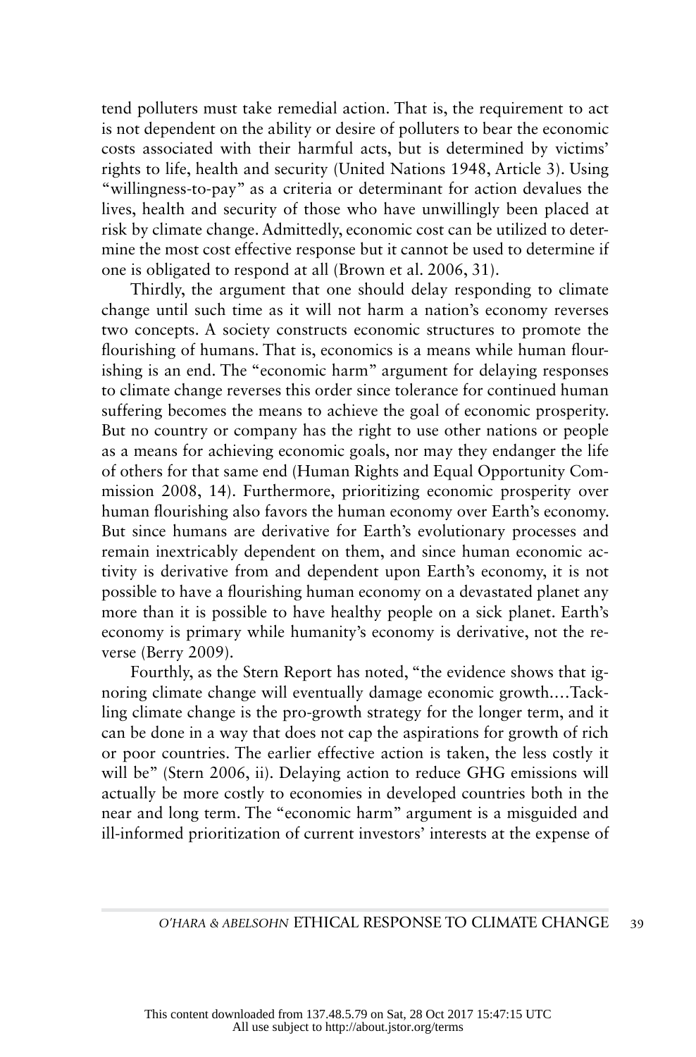tend polluters must take remedial action. That is, the requirement to act is not dependent on the ability or desire of polluters to bear the economic costs associated with their harmful acts, but is determined by victims' rights to life, health and security (United Nations 1948, Article 3). Using "willingness-to-pay" as a criteria or determinant for action devalues the lives, health and security of those who have unwillingly been placed at risk by climate change. Admittedly, economic cost can be utilized to determine the most cost effective response but it cannot be used to determine if one is obligated to respond at all (Brown et al. 2006, 31).

Thirdly, the argument that one should delay responding to climate change until such time as it will not harm a nation's economy reverses two concepts. A society constructs economic structures to promote the flourishing of humans. That is, economics is a means while human flourishing is an end. The "economic harm" argument for delaying responses to climate change reverses this order since tolerance for continued human suffering becomes the means to achieve the goal of economic prosperity. But no country or company has the right to use other nations or people as a means for achieving economic goals, nor may they endanger the life of others for that same end (Human Rights and Equal Opportunity Commission 2008, 14). Furthermore, prioritizing economic prosperity over human flourishing also favors the human economy over Earth's economy. But since humans are derivative for Earth's evolutionary processes and remain inextricably dependent on them, and since human economic activity is derivative from and dependent upon Earth's economy, it is not possible to have a flourishing human economy on a devastated planet any more than it is possible to have healthy people on a sick planet. Earth's economy is primary while humanity's economy is derivative, not the reverse (Berry 2009).

Fourthly, as the Stern Report has noted, "the evidence shows that ignoring climate change will eventually damage economic growth.…Tackling climate change is the pro-growth strategy for the longer term, and it can be done in a way that does not cap the aspirations for growth of rich or poor countries. The earlier effective action is taken, the less costly it will be" (Stern 2006, ii). Delaying action to reduce GHG emissions will actually be more costly to economies in developed countries both in the near and long term. The "economic harm" argument is a misguided and ill-informed prioritization of current investors' interests at the expense of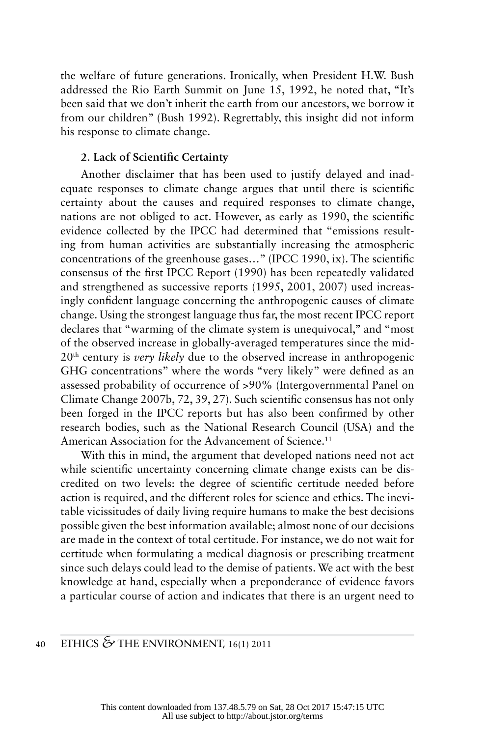the welfare of future generations. Ironically, when President H.W. Bush addressed the Rio Earth Summit on June 15, 1992, he noted that, "It's been said that we don't inherit the earth from our ancestors, we borrow it from our children" (Bush 1992). Regrettably, this insight did not inform his response to climate change.

**2. Lack of Scientific Certainty**

Another disclaimer that has been used to justify delayed and inadequate responses to climate change argues that until there is scientific certainty about the causes and required responses to climate change, nations are not obliged to act. However, as early as 1990, the scientific evidence collected by the IPCC had determined that "emissions resulting from human activities are substantially increasing the atmospheric concentrations of the greenhouse gases…" (IPCC 1990, ix). The scientific consensus of the first IPCC Report (1990) has been repeatedly validated and strengthened as successive reports (1995, 2001, 2007) used increasingly confident language concerning the anthropogenic causes of climate change. Using the strongest language thus far, the most recent IPCC report declares that "warming of the climate system is unequivocal," and "most of the observed increase in globally-averaged temperatures since the mid-20th century is *very likely* due to the observed increase in anthropogenic GHG concentrations" where the words "very likely" were defined as an assessed probability of occurrence of >90% (Intergovernmental Panel on Climate Change 2007b, 72, 39, 27). Such scientific consensus has not only been forged in the IPCC reports but has also been confirmed by other research bodies, such as the National Research Council (USA) and the American Association for the Advancement of Science.[11]

With this in mind, the argument that developed nations need not act while scientific uncertainty concerning climate change exists can be discredited on two levels: the degree of scientific certitude needed before action is required, and the different roles for science and ethics. The inevitable vicissitudes of daily living require humans to make the best decisions possible given the best information available; almost none of our decisions are made in the context of total certitude. For instance, we do not wait for certitude when formulating a medical diagnosis or prescribing treatment since such delays could lead to the demise of patients. We act with the best knowledge at hand, especially when a preponderance of evidence favors a particular course of action and indicates that there is an urgent need to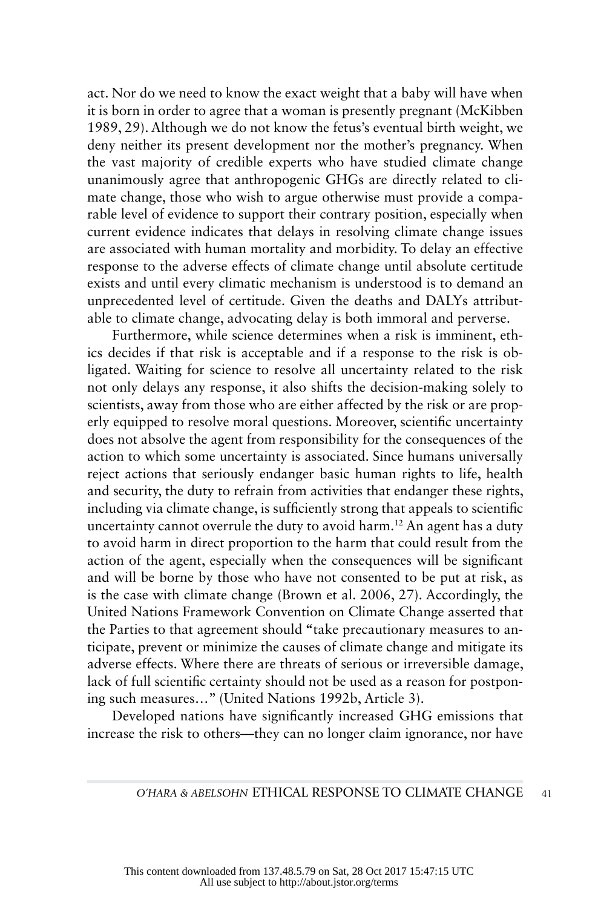act. Nor do we need to know the exact weight that a baby will have when it is born in order to agree that a woman is presently pregnant (McKibben 1989, 29). Although we do not know the fetus's eventual birth weight, we deny neither its present development nor the mother's pregnancy. When the vast majority of credible experts who have studied climate change unanimously agree that anthropogenic GHGs are directly related to climate change, those who wish to argue otherwise must provide a comparable level of evidence to support their contrary position, especially when current evidence indicates that delays in resolving climate change issues are associated with human mortality and morbidity. To delay an effective response to the adverse effects of climate change until absolute certitude exists and until every climatic mechanism is understood is to demand an unprecedented level of certitude. Given the deaths and DALYs attributable to climate change, advocating delay is both immoral and perverse.

Furthermore, while science determines when a risk is imminent, ethics decides if that risk is acceptable and if a response to the risk is obligated. Waiting for science to resolve all uncertainty related to the risk not only delays any response, it also shifts the decision-making solely to scientists, away from those who are either affected by the risk or are properly equipped to resolve moral questions. Moreover, scientific uncertainty does not absolve the agent from responsibility for the consequences of the action to which some uncertainty is associated. Since humans universally reject actions that seriously endanger basic human rights to life, health and security, the duty to refrain from activities that endanger these rights, including via climate change, is sufficiently strong that appeals to scientific uncertainty cannot overrule the duty to avoid harm.[12] An agent has a duty to avoid harm in direct proportion to the harm that could result from the action of the agent, especially when the consequences will be significant and will be borne by those who have not consented to be put at risk, as is the case with climate change (Brown et al. 2006, 27). Accordingly, the United Nations Framework Convention on Climate Change asserted that the Parties to that agreement should "take precautionary measures to anticipate, prevent or minimize the causes of climate change and mitigate its adverse effects. Where there are threats of serious or irreversible damage, lack of full scientific certainty should not be used as a reason for postponing such measures…" (United Nations 1992b, Article 3).

Developed nations have significantly increased GHG emissions that increase the risk to others—they can no longer claim ignorance, nor have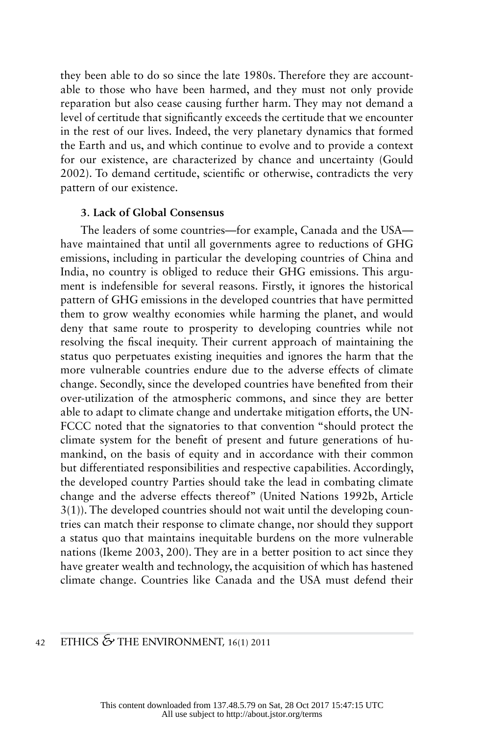they been able to do so since the late 1980s. Therefore they are accountable to those who have been harmed, and they must not only provide reparation but also cease causing further harm. They may not demand a level of certitude that significantly exceeds the certitude that we encounter in the rest of our lives. Indeed, the very planetary dynamics that formed the Earth and us, and which continue to evolve and to provide a context for our existence, are characterized by chance and uncertainty (Gould 2002). To demand certitude, scientific or otherwise, contradicts the very pattern of our existence.

**3. Lack of Global Consensus**

The leaders of some countries—for example, Canada and the USA—have maintained that until all governments agree to reductions of GHG emissions, including in particular the developing countries of China and India, no country is obliged to reduce their GHG emissions. This argument is indefensible for several reasons. Firstly, it ignores the historical pattern of GHG emissions in the developed countries that have permitted them to grow wealthy economies while harming the planet, and would deny that same route to prosperity to developing countries while not resolving the fiscal inequity. Their current approach of maintaining the status quo perpetuates existing inequities and ignores the harm that the more vulnerable countries endure due to the adverse effects of climate change. Secondly, since the developed countries have benefited from their over-utilization of the atmospheric commons, and since they are better able to adapt to climate change and undertake mitigation efforts, the UNFCCC noted that the signatories to that convention "should protect the climate system for the benefit of present and future generations of humankind, on the basis of equity and in accordance with their common but differentiated responsibilities and respective capabilities. Accordingly, the developed country Parties should take the lead in combating climate change and the adverse effects thereof" (United Nations 1992b, Article 3(1)). The developed countries should not wait until the developing countries can match their response to climate change, nor should they support a status quo that maintains inequitable burdens on the more vulnerable nations (Ikeme 2003, 200). They are in a better position to act since they have greater wealth and technology, the acquisition of which has hastened climate change. Countries like Canada and the USA must defend their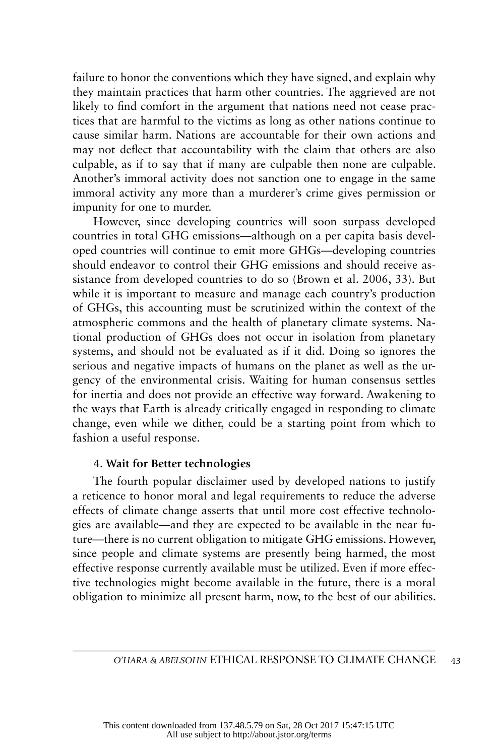failure to honor the conventions which they have signed, and explain why they maintain practices that harm other countries. The aggrieved are not likely to find comfort in the argument that nations need not cease practices that are harmful to the victims as long as other nations continue to cause similar harm. Nations are accountable for their own actions and may not deflect that accountability with the claim that others are also culpable, as if to say that if many are culpable then none are culpable. Another's immoral activity does not sanction one to engage in the same immoral activity any more than a murderer's crime gives permission or impunity for one to murder.

However, since developing countries will soon surpass developed countries in total GHG emissions—although on a per capita basis developed countries will continue to emit more GHGs—developing countries should endeavor to control their GHG emissions and should receive assistance from developed countries to do so (Brown et al. 2006, 33). But while it is important to measure and manage each country's production of GHGs, this accounting must be scrutinized within the context of the atmospheric commons and the health of planetary climate systems. National production of GHGs does not occur in isolation from planetary systems, and should not be evaluated as if it did. Doing so ignores the serious and negative impacts of humans on the planet as well as the urgency of the environmental crisis. Waiting for human consensus settles for inertia and does not provide an effective way forward. Awakening to the ways that Earth is already critically engaged in responding to climate change, even while we dither, could be a starting point from which to fashion a useful response.

#### 4. Wait for Better technologies

The fourth popular disclaimer used by developed nations to justify a reticence to honor moral and legal requirements to reduce the adverse effects of climate change asserts that until more cost effective technologies are available—and they are expected to be available in the near future—there is no current obligation to mitigate GHG emissions. However, since people and climate systems are presently being harmed, the most effective response currently available must be utilized. Even if more effective technologies might become available in the future, there is a moral obligation to minimize all present harm, now, to the best of our abilities.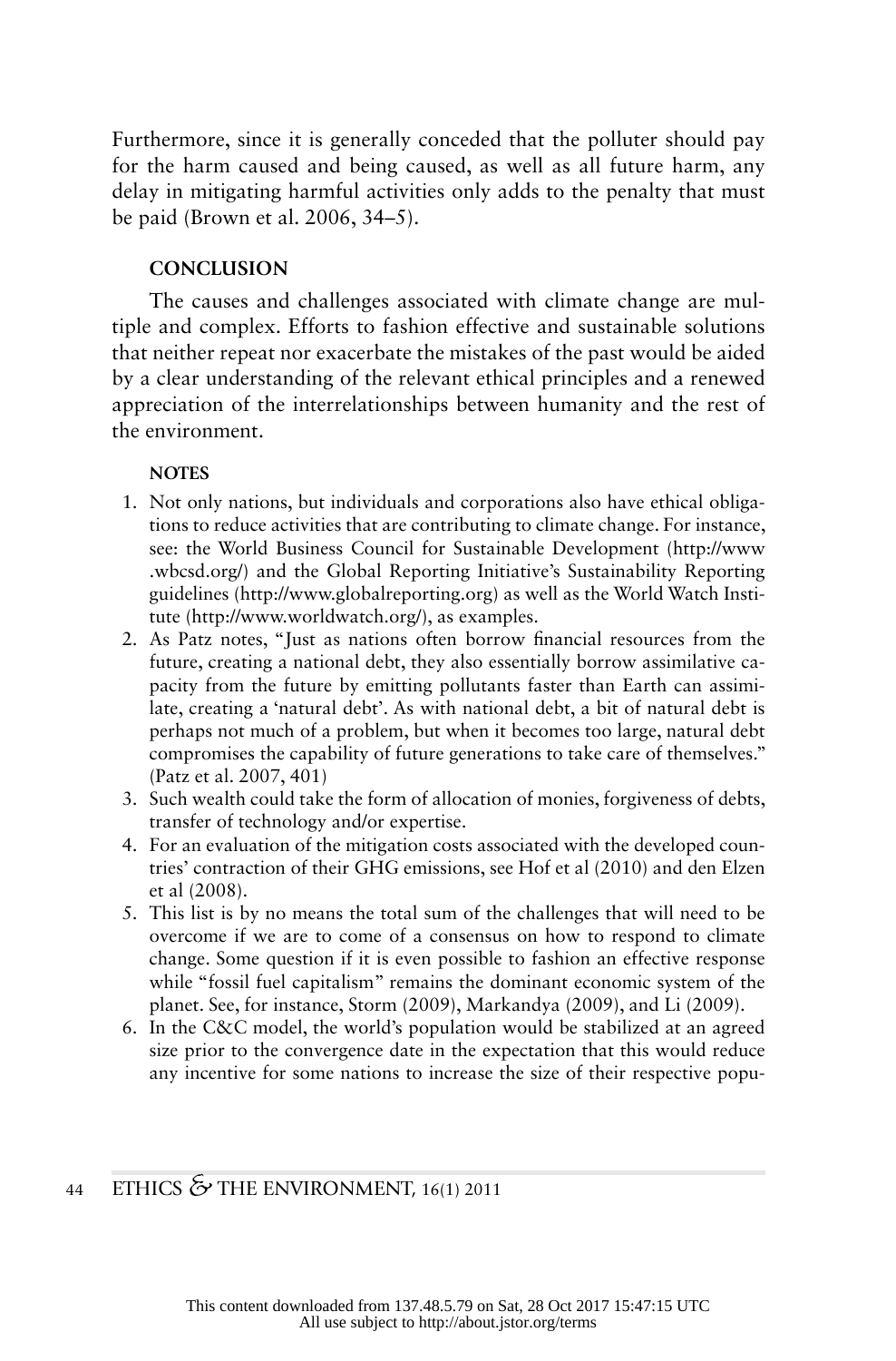Furthermore, since it is generally conceded that the polluter should pay for the harm caused and being caused, as well as all future harm, any delay in mitigating harmful activities only adds to the penalty that must be paid (Brown et al. 2006, 34–5).

## CONCLUSION

The causes and challenges associated with climate change are multiple and complex. Efforts to fashion effective and sustainable solutions that neither repeat nor exacerbate the mistakes of the past would be aided by a clear understanding of the relevant ethical principles and a renewed appreciation of the interrelationships between humanity and the rest of the environment.

## NOTES

1. Not only nations, but individuals and corporations also have ethical obligations to reduce activities that are contributing to climate change. For instance, see: the World Business Council for Sustainable Development (http://www.wbcsd.org/) and the Global Reporting Initiative's Sustainability Reporting guidelines (http://www.globalreporting.org) as well as the World Watch Institute (http://www.worldwatch.org/), as examples.
2. As Patz notes, "Just as nations often borrow financial resources from the future, creating a national debt, they also essentially borrow assimilative capacity from the future by emitting pollutants faster than Earth can assimilate, creating a 'natural debt'. As with national debt, a bit of natural debt is perhaps not much of a problem, but when it becomes too large, natural debt compromises the capability of future generations to take care of themselves." (Patz et al. 2007, 401)
3. Such wealth could take the form of allocation of monies, forgiveness of debts, transfer of technology and/or expertise.
4. For an evaluation of the mitigation costs associated with the developed countries' contraction of their GHG emissions, see Hof et al (2010) and den Elzen et al (2008).
5. This list is by no means the total sum of the challenges that will need to be overcome if we are to come of a consensus on how to respond to climate change. Some question if it is even possible to fashion an effective response while "fossil fuel capitalism" remains the dominant economic system of the planet. See, for instance, Storm (2009), Markandya (2009), and Li (2009).
6. In the C&C model, the world's population would be stabilized at an agreed size prior to the convergence date in the expectation that this would reduce any incentive for some nations to increase the size of their respective popu-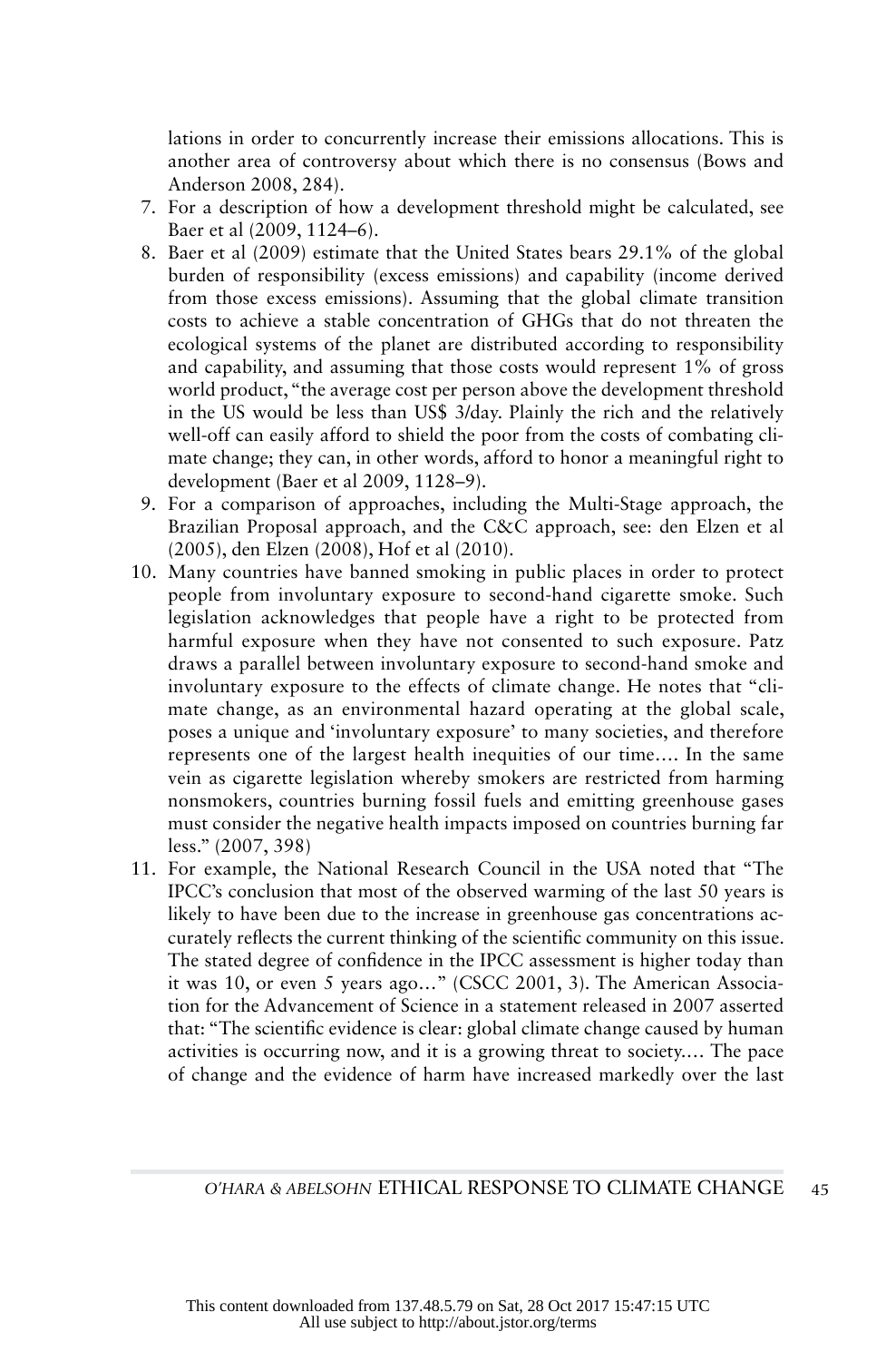lations in order to concurrently increase their emissions allocations. This is another area of controversy about which there is no consensus (Bows and Anderson 2008, 284).

7. For a description of how a development threshold might be calculated, see Baer et al (2009, 1124–6).
8. Baer et al (2009) estimate that the United States bears 29.1% of the global burden of responsibility (excess emissions) and capability (income derived from those excess emissions). Assuming that the global climate transition costs to achieve a stable concentration of GHGs that do not threaten the ecological systems of the planet are distributed according to responsibility and capability, and assuming that those costs would represent 1% of gross world product, "the average cost per person above the development threshold in the US would be less than US$ 3/day. Plainly the rich and the relatively well-off can easily afford to shield the poor from the costs of combating climate change; they can, in other words, afford to honor a meaningful right to development (Baer et al 2009, 1128–9).
9. For a comparison of approaches, including the Multi-Stage approach, the Brazilian Proposal approach, and the C&C approach, see: den Elzen et al (2005), den Elzen (2008), Hof et al (2010).
10. Many countries have banned smoking in public places in order to protect people from involuntary exposure to second-hand cigarette smoke. Such legislation acknowledges that people have a right to be protected from harmful exposure when they have not consented to such exposure. Patz draws a parallel between involuntary exposure to second-hand smoke and involuntary exposure to the effects of climate change. He notes that "climate change, as an environmental hazard operating at the global scale, poses a unique and 'involuntary exposure' to many societies, and therefore represents one of the largest health inequities of our time.... In the same vein as cigarette legislation whereby smokers are restricted from harming nonsmokers, countries burning fossil fuels and emitting greenhouse gases must consider the negative health impacts imposed on countries burning far less." (2007, 398)
11. For example, the National Research Council in the USA noted that "The IPCC's conclusion that most of the observed warming of the last 50 years is likely to have been due to the increase in greenhouse gas concentrations accurately reflects the current thinking of the scientific community on this issue. The stated degree of confidence in the IPCC assessment is higher today than it was 10, or even 5 years ago..." (CSCC 2001, 3). The American Association for the Advancement of Science in a statement released in 2007 asserted that: "The scientific evidence is clear: global climate change caused by human activities is occurring now, and it is a growing threat to society.... The pace of change and the evidence of harm have increased markedly over the last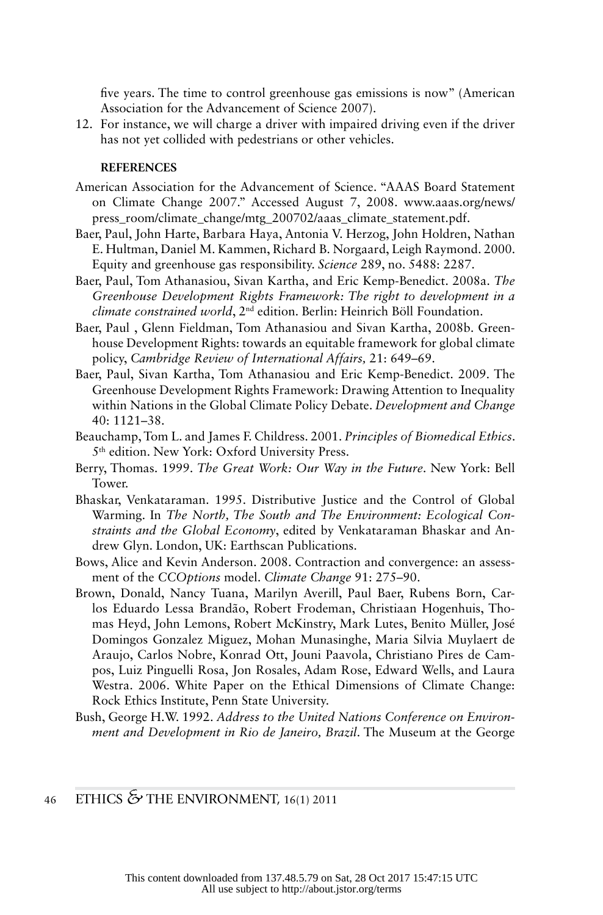five years. The time to control greenhouse gas emissions is now" (American Association for the Advancement of Science 2007).

12. For instance, we will charge a driver with impaired driving even if the driver has not yet collided with pedestrians or other vehicles.

## REFERENCES

American Association for the Advancement of Science. "AAAS Board Statement on Climate Change 2007." Accessed August 7, 2008. www.aaas.org/news/press_room/climate_change/mtg_200702/aaas_climate_statement.pdf.

Baer, Paul, John Harte, Barbara Haya, Antonia V. Herzog, John Holdren, Nathan E. Hultman, Daniel M. Kammen, Richard B. Norgaard, Leigh Raymond. 2000. Equity and greenhouse gas responsibility. *Science* 289, no. 5488: 2287.

Baer, Paul, Tom Athanasiou, Sivan Kartha, and Eric Kemp-Benedict. 2008a. *The Greenhouse Development Rights Framework: The right to development in a climate constrained world*, 2nd edition. Berlin: Heinrich Böll Foundation.

Baer, Paul , Glenn Fieldman, Tom Athanasiou and Sivan Kartha, 2008b. Greenhouse Development Rights: towards an equitable framework for global climate policy, *Cambridge Review of International Affairs,* 21: 649–69.

Baer, Paul, Sivan Kartha, Tom Athanasiou and Eric Kemp-Benedict. 2009. The Greenhouse Development Rights Framework: Drawing Attention to Inequality within Nations in the Global Climate Policy Debate. *Development and Change* 40: 1121–38.

Beauchamp, Tom L. and James F. Childress. 2001. *Principles of Biomedical Ethics*. 5th edition. New York: Oxford University Press.

Berry, Thomas. 1999. *The Great Work: Our Way in the Future*. New York: Bell Tower.

Bhaskar, Venkataraman. 1995. Distributive Justice and the Control of Global Warming. In *The North, The South and The Environment: Ecological Constraints and the Global Economy*, edited by Venkataraman Bhaskar and Andrew Glyn. London, UK: Earthscan Publications.

Bows, Alice and Kevin Anderson. 2008. Contraction and convergence: an assessment of the *CCOptions* model. *Climate Change* 91: 275–90.

Brown, Donald, Nancy Tuana, Marilyn Averill, Paul Baer, Rubens Born, Carlos Eduardo Lessa Brandão, Robert Frodeman, Christiaan Hogenhuis, Thomas Heyd, John Lemons, Robert McKinstry, Mark Lutes, Benito Müller, José Domingos Gonzalez Miguez, Mohan Munasinghe, Maria Silvia Muylaert de Araujo, Carlos Nobre, Konrad Ott, Jouni Paavola, Christiano Pires de Campos, Luiz Pinguelli Rosa, Jon Rosales, Adam Rose, Edward Wells, and Laura Westra. 2006. White Paper on the Ethical Dimensions of Climate Change: Rock Ethics Institute, Penn State University.

Bush, George H.W. 1992. *Address to the United Nations Conference on Environment and Development in Rio de Janeiro, Brazil*. The Museum at the George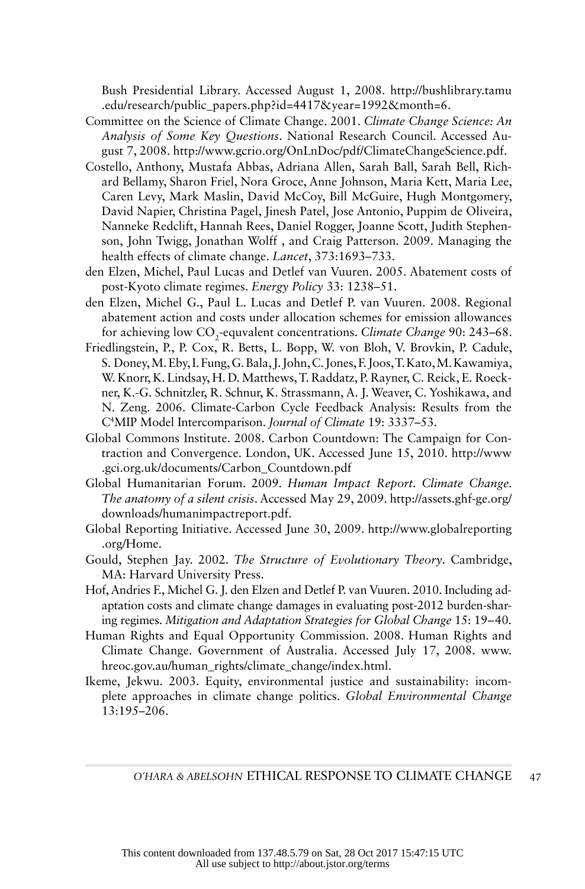Bush Presidential Library. Accessed August 1, 2008. http://bushlibrary.tamu.edu/research/public_papers.php?id=4417&year=1992&month=6.

Committee on the Science of Climate Change. 2001. *Climate Change Science: An Analysis of Some Key Questions*. National Research Council. Accessed August 7, 2008. http://www.gcrio.org/OnLnDoc/pdf/ClimateChangeScience.pdf.

Costello, Anthony, Mustafa Abbas, Adriana Allen, Sarah Ball, Sarah Bell, Richard Bellamy, Sharon Friel, Nora Groce, Anne Johnson, Maria Kett, Maria Lee, Caren Levy, Mark Maslin, David McCoy, Bill McGuire, Hugh Montgomery, David Napier, Christina Pagel, Jinesh Patel, Jose Antonio, Puppim de Oliveira, Nanneke Redclift, Hannah Rees, Daniel Rogger, Joanne Scott, Judith Stephenson, John Twigg, Jonathan Wolff , and Craig Patterson. 2009. Managing the health effects of climate change. *Lancet*, 373:1693–733.

den Elzen, Michel, Paul Lucas and Detlef van Vuuren. 2005. Abatement costs of post-Kyoto climate regimes. *Energy Policy* 33: 1238–51.

den Elzen, Michel G., Paul L. Lucas and Detlef P. van Vuuren. 2008. Regional abatement action and costs under allocation schemes for emission allowances for achieving low $CO_2$-equvalent concentrations. *Climate Change* 90: 243–68.

Friedlingstein, P., P. Cox, R. Betts, L. Bopp, W. von Bloh, V. Brovkin, P. Cadule, S. Doney, M. Eby, I. Fung, G. Bala, J. John, C. Jones, F. Joos, T. Kato, M. Kawamiya, W. Knorr, K. Lindsay, H. D. Matthews, T. Raddatz, P. Rayner, C. Reick, E. Roeckner, K.-G. Schnitzler, R. Schnur, K. Strassmann, A. J. Weaver, C. Yoshikawa, and N. Zeng. 2006. Climate-Carbon Cycle Feedback Analysis: Results from the $C^4$MIP Model Intercomparison. *Journal of Climate* 19: 3337–53.

Global Commons Institute. 2008. Carbon Countdown: The Campaign for Contraction and Convergence. London, UK. Accessed June 15, 2010. http://www.gci.org.uk/documents/Carbon_Countdown.pdf

Global Humanitarian Forum. 2009. *Human Impact Report. Climate Change. The anatomy of a silent crisis*. Accessed May 29, 2009. http://assets.ghf-ge.org/downloads/humanimpactreport.pdf.

Global Reporting Initiative. Accessed June 30, 2009. http://www.globalreporting.org/Home.

Gould, Stephen Jay. 2002. *The Structure of Evolutionary Theory*. Cambridge, MA: Harvard University Press.

Hof, Andries F., Michel G. J. den Elzen and Detlef P. van Vuuren. 2010. Including adaptation costs and climate change damages in evaluating post-2012 burden-sharing regimes. *Mitigation and Adaptation Strategies for Global Change* 15: 19–40.

Human Rights and Equal Opportunity Commission. 2008. Human Rights and Climate Change. Government of Australia. Accessed July 17, 2008. www.hreoc.gov.au/human_rights/climate_change/index.html.

Ikeme, Jekwu. 2003. Equity, environmental justice and sustainability: incomplete approaches in climate change politics. *Global Environmental Change* 13:195–206.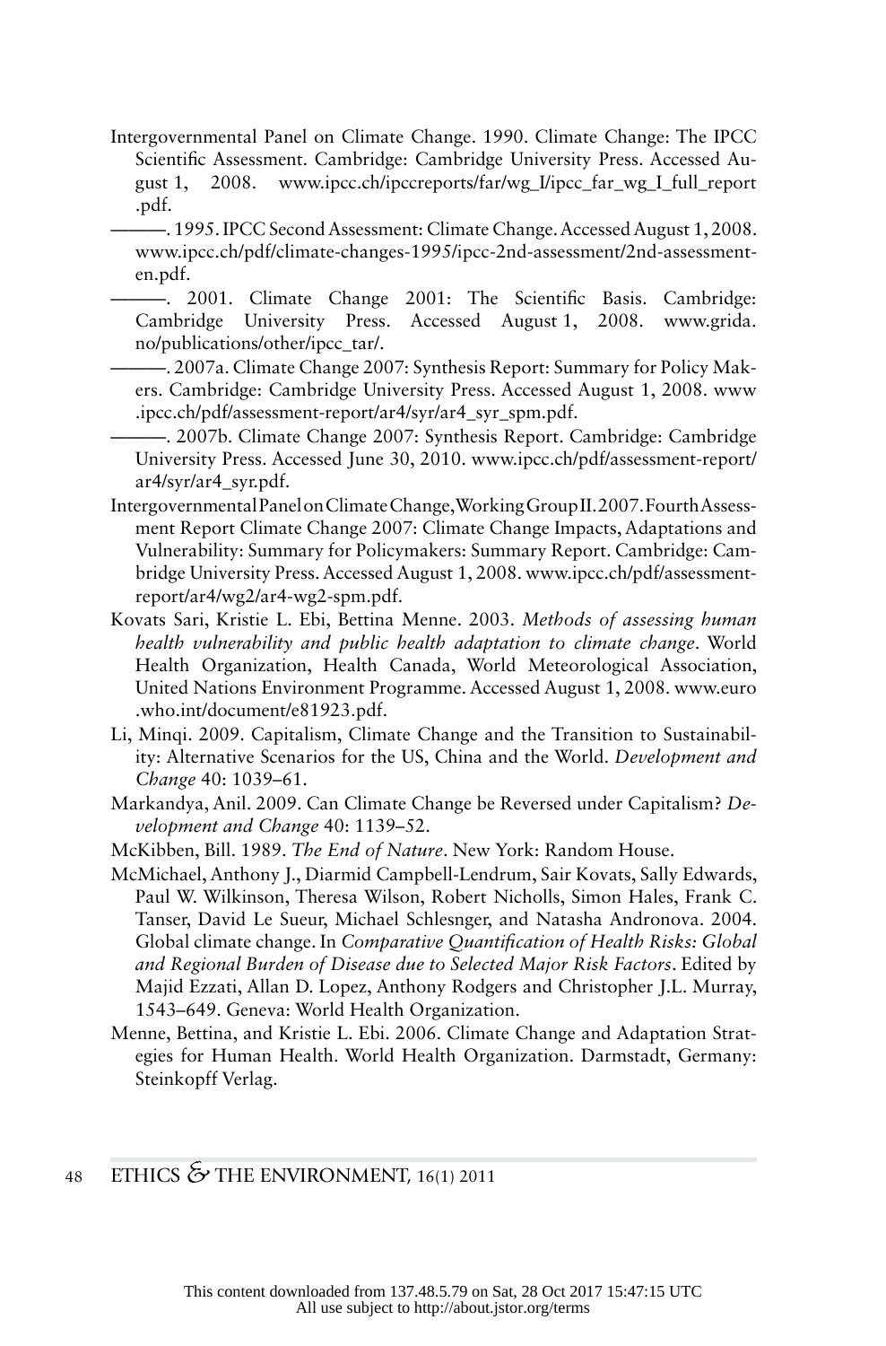Intergovernmental Panel on Climate Change. 1990. Climate Change: The IPCC Scientific Assessment. Cambridge: Cambridge University Press. Accessed August 1, 2008. www.ipcc.ch/ipccreports/far/wg_I/ipcc_far_wg_I_full_report.pdf.

———. 1995. IPCC Second Assessment: Climate Change. Accessed August 1, 2008. www.ipcc.ch/pdf/climate-changes-1995/ipcc-2nd-assessment/2nd-assessment-en.pdf.

———. 2001. Climate Change 2001: The Scientific Basis. Cambridge: Cambridge University Press. Accessed August 1, 2008. www.grida.no/publications/other/ipcc_tar/.

———. 2007a. Climate Change 2007: Synthesis Report: Summary for Policy Makers. Cambridge: Cambridge University Press. Accessed August 1, 2008. www.ipcc.ch/pdf/assessment-report/ar4/syr/ar4_syr_spm.pdf.

———. 2007b. Climate Change 2007: Synthesis Report. Cambridge: Cambridge University Press. Accessed June 30, 2010. www.ipcc.ch/pdf/assessment-report/ar4/syr/ar4_syr.pdf.

Intergovernmental Panel on Climate Change, Working Group II. 2007. Fourth Assessment Report Climate Change 2007: Climate Change Impacts, Adaptations and Vulnerability: Summary for Policymakers: Summary Report. Cambridge: Cambridge University Press. Accessed August 1, 2008. www.ipcc.ch/pdf/assessment-report/ar4/wg2/ar4-wg2-spm.pdf.

Kovats Sari, Kristie L. Ebi, Bettina Menne. 2003. *Methods of assessing human health vulnerability and public health adaptation to climate change*. World Health Organization, Health Canada, World Meteorological Association, United Nations Environment Programme. Accessed August 1, 2008. www.euro.who.int/document/e81923.pdf.

Li, Minqi. 2009. Capitalism, Climate Change and the Transition to Sustainability: Alternative Scenarios for the US, China and the World. *Development and Change* 40: 1039–61.

Markandya, Anil. 2009. Can Climate Change be Reversed under Capitalism? *Development and Change* 40: 1139–52.

McKibben, Bill. 1989. *The End of Nature*. New York: Random House.

McMichael, Anthony J., Diarmid Campbell-Lendrum, Sair Kovats, Sally Edwards, Paul W. Wilkinson, Theresa Wilson, Robert Nicholls, Simon Hales, Frank C. Tanser, David Le Sueur, Michael Schlesnger, and Natasha Andronova. 2004. Global climate change. In *Comparative Quantification of Health Risks: Global and Regional Burden of Disease due to Selected Major Risk Factors*. Edited by Majid Ezzati, Allan D. Lopez, Anthony Rodgers and Christopher J.L. Murray, 1543–649. Geneva: World Health Organization.

Menne, Bettina, and Kristie L. Ebi. 2006. Climate Change and Adaptation Strategies for Human Health. World Health Organization. Darmstadt, Germany: Steinkopff Verlag.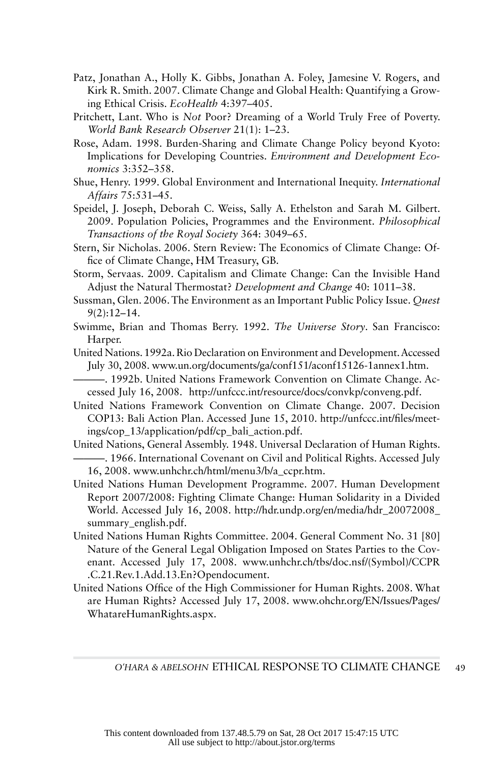Patz, Jonathan A., Holly K. Gibbs, Jonathan A. Foley, Jamesine V. Rogers, and Kirk R. Smith. 2007. Climate Change and Global Health: Quantifying a Growing Ethical Crisis. *EcoHealth* 4:397–405.

Pritchett, Lant. Who is *Not* Poor? Dreaming of a World Truly Free of Poverty. *World Bank Research Observer* 21(1): 1–23.

Rose, Adam. 1998. Burden-Sharing and Climate Change Policy beyond Kyoto: Implications for Developing Countries. *Environment and Development Economics* 3:352–358.

Shue, Henry. 1999. Global Environment and International Inequity. *International Affairs* 75:531–45.

Speidel, J. Joseph, Deborah C. Weiss, Sally A. Ethelston and Sarah M. Gilbert. 2009. Population Policies, Programmes and the Environment. *Philosophical Transactions of the Royal Society* 364: 3049–65.

Stern, Sir Nicholas. 2006. Stern Review: The Economics of Climate Change: Office of Climate Change, HM Treasury, GB.

Storm, Servaas. 2009. Capitalism and Climate Change: Can the Invisible Hand Adjust the Natural Thermostat? *Development and Change* 40: 1011–38.

Sussman, Glen. 2006. The Environment as an Important Public Policy Issue. *Quest* 9(2):12–14.

Swimme, Brian and Thomas Berry. 1992. *The Universe Story*. San Francisco: Harper.

United Nations. 1992a. Rio Declaration on Environment and Development. Accessed July 30, 2008. www.un.org/documents/ga/conf151/aconf15126-1annex1.htm.

———. 1992b. United Nations Framework Convention on Climate Change. Accessed July 16, 2008. http://unfccc.int/resource/docs/convkp/conveng.pdf.

United Nations Framework Convention on Climate Change. 2007. Decision COP13: Bali Action Plan. Accessed June 15, 2010. http://unfccc.int/files/meetings/cop_13/application/pdf/cp_bali_action.pdf.

United Nations, General Assembly. 1948. Universal Declaration of Human Rights.

———. 1966. International Covenant on Civil and Political Rights. Accessed July 16, 2008. www.unhchr.ch/html/menu3/b/a_ccpr.htm.

United Nations Human Development Programme. 2007. Human Development Report 2007/2008: Fighting Climate Change: Human Solidarity in a Divided World. Accessed July 16, 2008. http://hdr.undp.org/en/media/hdr_20072008_summary_english.pdf.

United Nations Human Rights Committee. 2004. General Comment No. 31 [80] Nature of the General Legal Obligation Imposed on States Parties to the Covenant. Accessed July 17, 2008. www.unhchr.ch/tbs/doc.nsf/(Symbol)/CCPR.C.21.Rev.1.Add.13.En?Opendocument.

United Nations Office of the High Commissioner for Human Rights. 2008. What are Human Rights? Accessed July 17, 2008. www.ohchr.org/EN/Issues/Pages/WhatareHumanRights.aspx.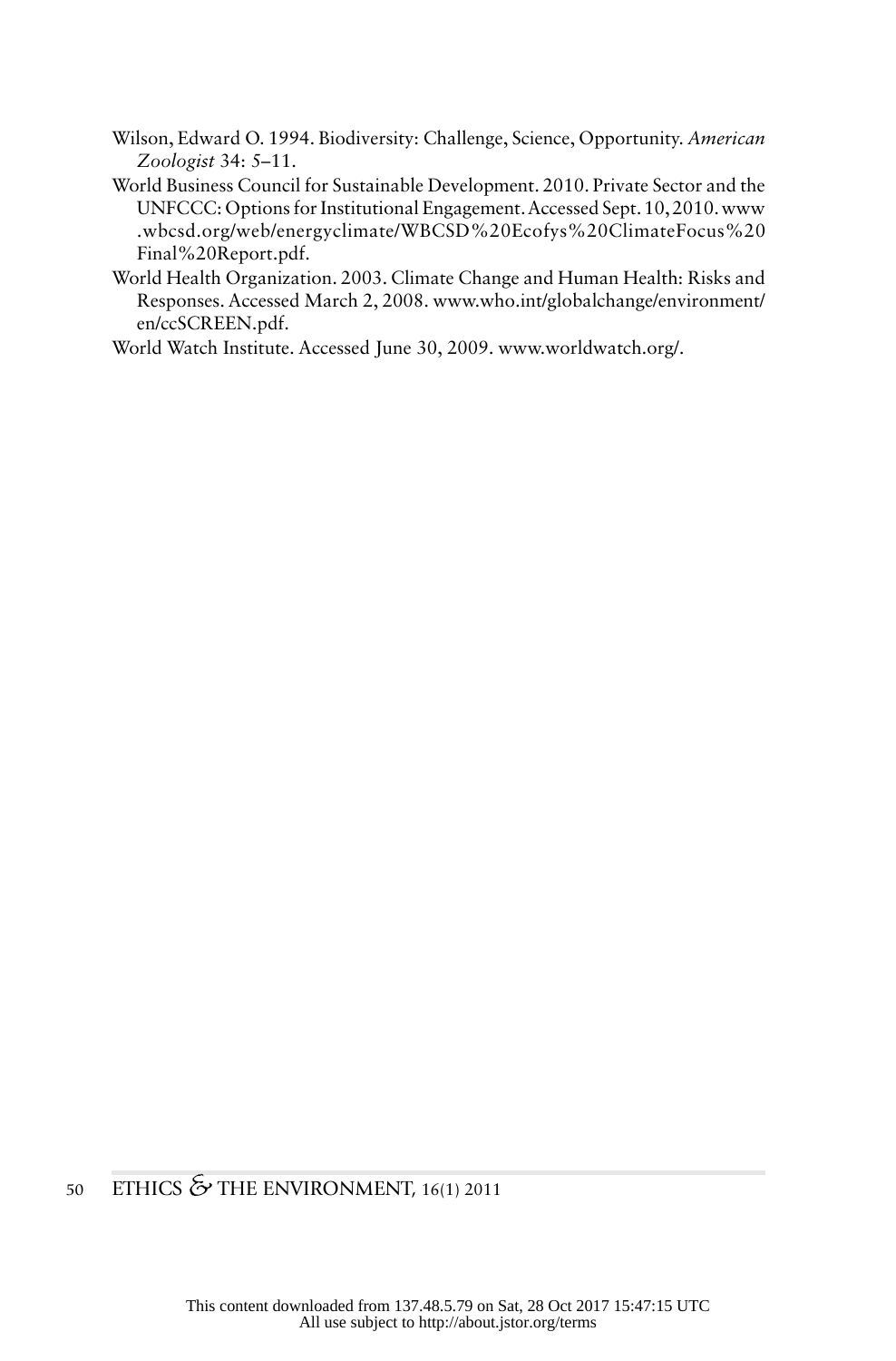Wilson, Edward O. 1994. Biodiversity: Challenge, Science, Opportunity. *American Zoologist* 34: 5–11.

World Business Council for Sustainable Development. 2010. Private Sector and the UNFCCC: Options for Institutional Engagement. Accessed Sept. 10, 2010. www.wbcsd.org/web/energyclimate/WBCSD%20Ecofys%20ClimateFocus%20Final%20Report.pdf.

World Health Organization. 2003. Climate Change and Human Health: Risks and Responses. Accessed March 2, 2008. www.who.int/globalchange/environment/en/ccSCREEN.pdf.

World Watch Institute. Accessed June 30, 2009. www.worldwatch.org/.